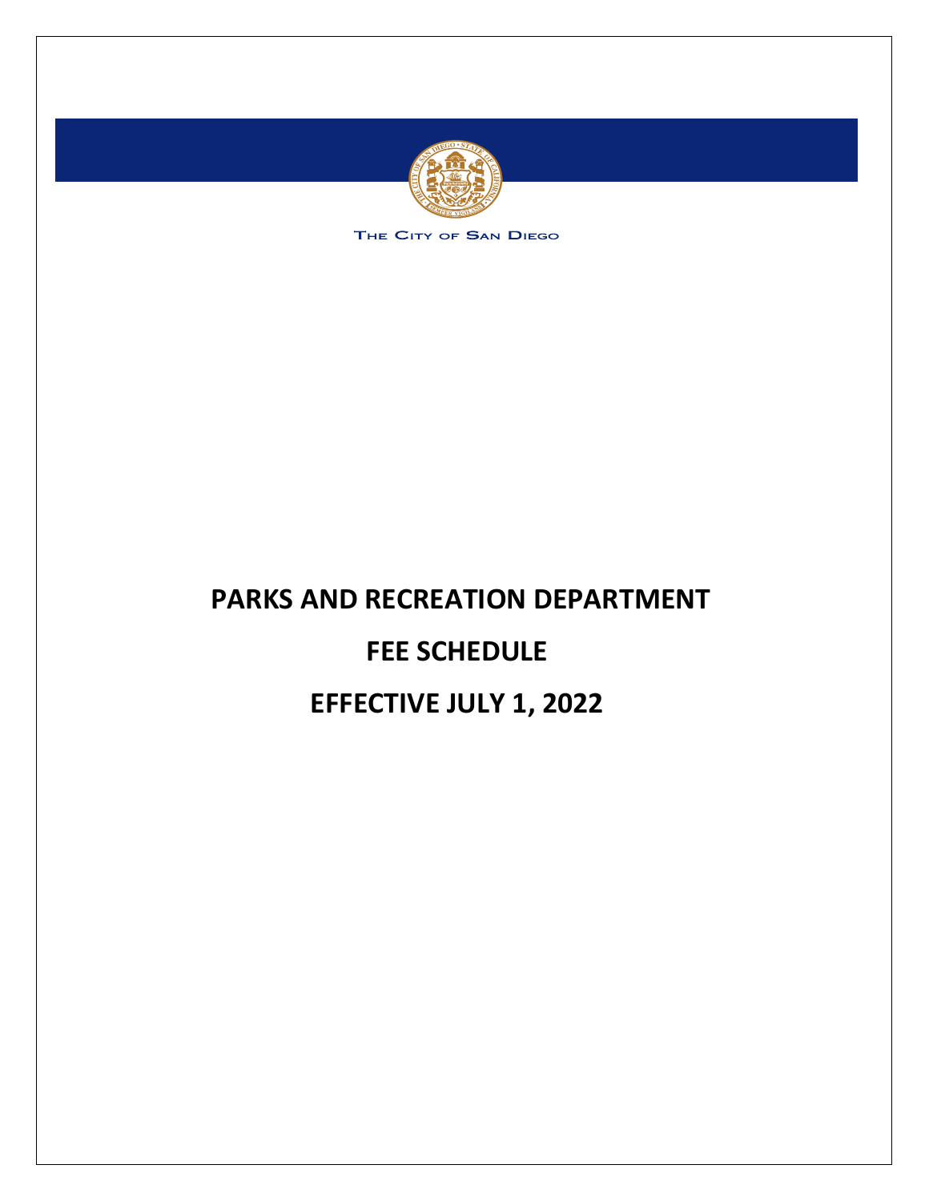THE CITY OF SAN DIEGO

# PARKS AND RECREATION DEPARTMENT

# FEE SCHEDULE

# EFFECTIVE JULY 1, 2022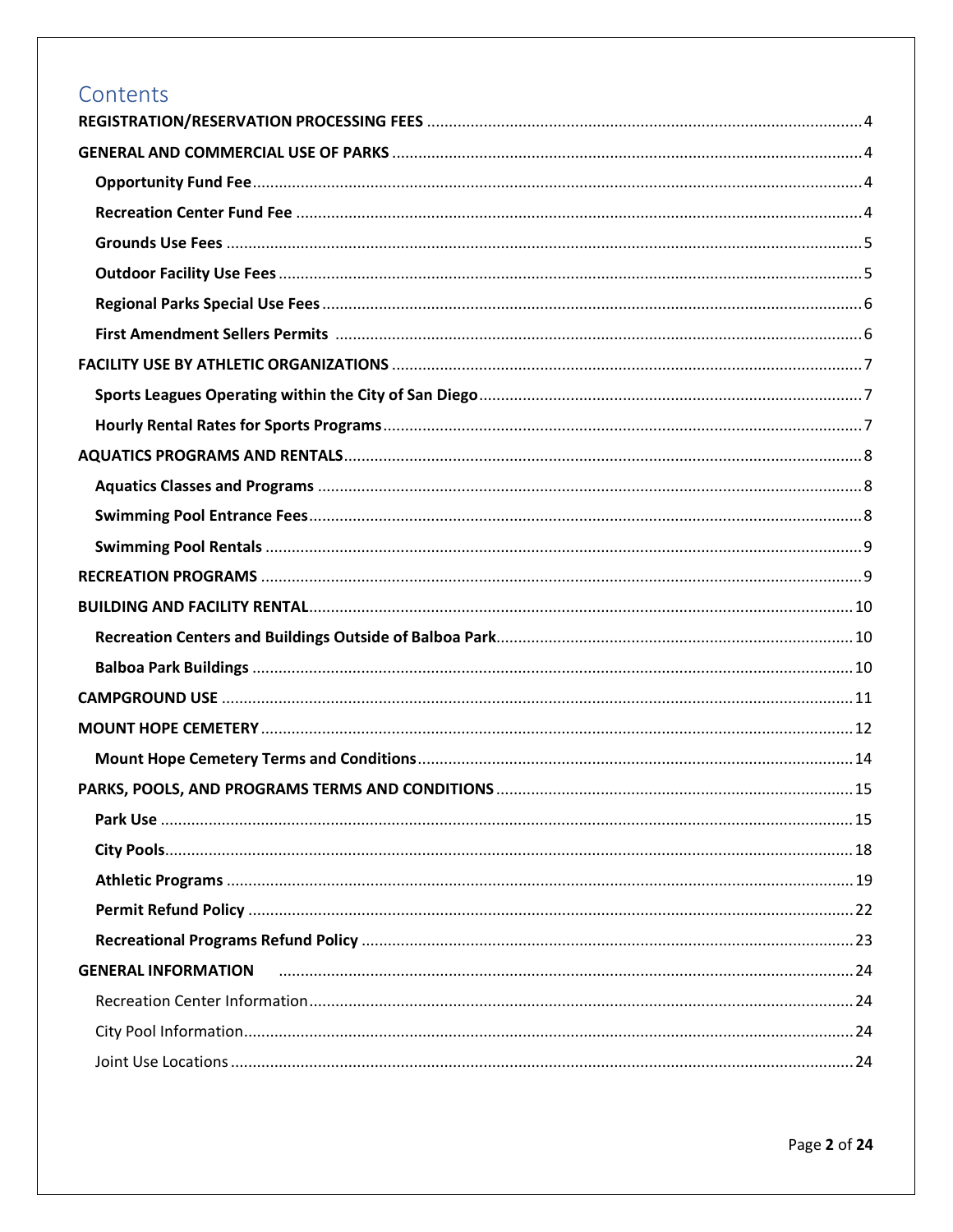# Contents

**REGISTRATION/RESERVATION PROCESSING FEES** .......... 4

**GENERAL AND COMMERCIAL USE OF PARKS** .......... 4

- **Opportunity Fund Fee** .......... 4
- **Recreation Center Fund Fee** .......... 4
- **Grounds Use Fees** .......... 5
- **Outdoor Facility Use Fees** .......... 5
- **Regional Parks Special Use Fees** .......... 6
- **First Amendment Sellers Permits** .......... 6

**FACILITY USE BY ATHLETIC ORGANIZATIONS** .......... 7

- **Sports Leagues Operating within the City of San Diego** .......... 7
- **Hourly Rental Rates for Sports Programs** .......... 7

**AQUATICS PROGRAMS AND RENTALS** .......... 8

- **Aquatics Classes and Programs** .......... 8
- **Swimming Pool Entrance Fees** .......... 8
- **Swimming Pool Rentals** .......... 9

**RECREATION PROGRAMS** .......... 9

**BUILDING AND FACILITY RENTAL** .......... 10

- **Recreation Centers and Buildings Outside of Balboa Park** .......... 10
- **Balboa Park Buildings** .......... 10

**CAMPGROUND USE** .......... 11

**MOUNT HOPE CEMETERY** .......... 12

- **Mount Hope Cemetery Terms and Conditions** .......... 14

**PARKS, POOLS, AND PROGRAMS TERMS AND CONDITIONS** .......... 15

- **Park Use** .......... 15
- **City Pools** .......... 18
- **Athletic Programs** .......... 19
- **Permit Refund Policy** .......... 22
- **Recreational Programs Refund Policy** .......... 23

**GENERAL INFORMATION** .......... 24

- Recreation Center Information .......... 24
- City Pool Information .......... 24
- Joint Use Locations .......... 24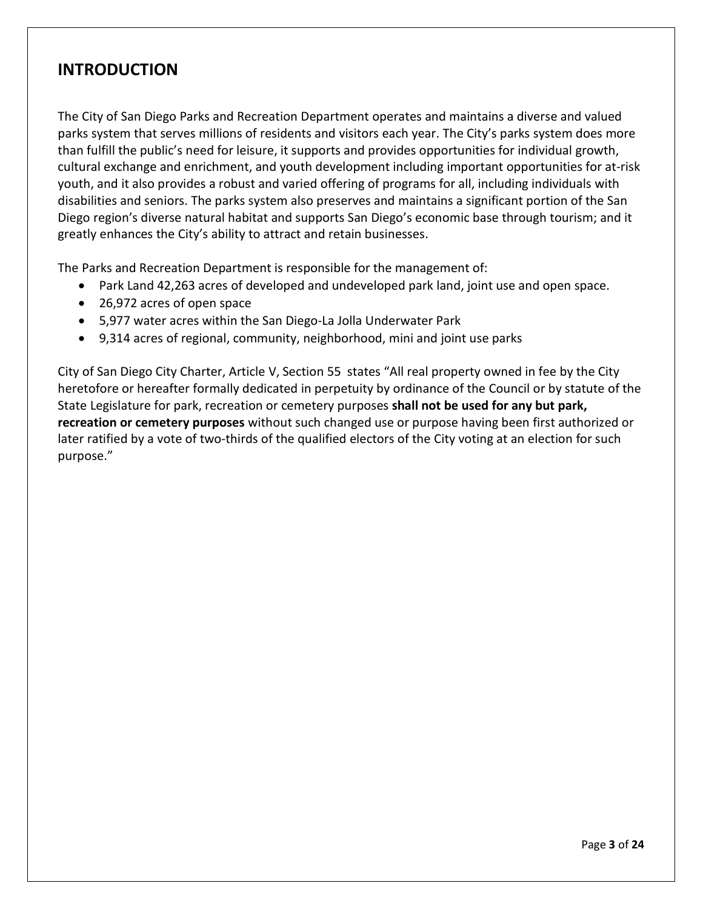## INTRODUCTION

The City of San Diego Parks and Recreation Department operates and maintains a diverse and valued parks system that serves millions of residents and visitors each year. The City's parks system does more than fulfill the public's need for leisure, it supports and provides opportunities for individual growth, cultural exchange and enrichment, and youth development including important opportunities for at-risk youth, and it also provides a robust and varied offering of programs for all, including individuals with disabilities and seniors. The parks system also preserves and maintains a significant portion of the San Diego region's diverse natural habitat and supports San Diego's economic base through tourism; and it greatly enhances the City's ability to attract and retain businesses.

The Parks and Recreation Department is responsible for the management of:

- Park Land 42,263 acres of developed and undeveloped park land, joint use and open space.
- 26,972 acres of open space
- 5,977 water acres within the San Diego-La Jolla Underwater Park
- 9,314 acres of regional, community, neighborhood, mini and joint use parks

City of San Diego City Charter, Article V, Section 55 states "All real property owned in fee by the City heretofore or hereafter formally dedicated in perpetuity by ordinance of the Council or by statute of the State Legislature for park, recreation or cemetery purposes **shall not be used for any but park, recreation or cemetery purposes** without such changed use or purpose having been first authorized or later ratified by a vote of two-thirds of the qualified electors of the City voting at an election for such purpose."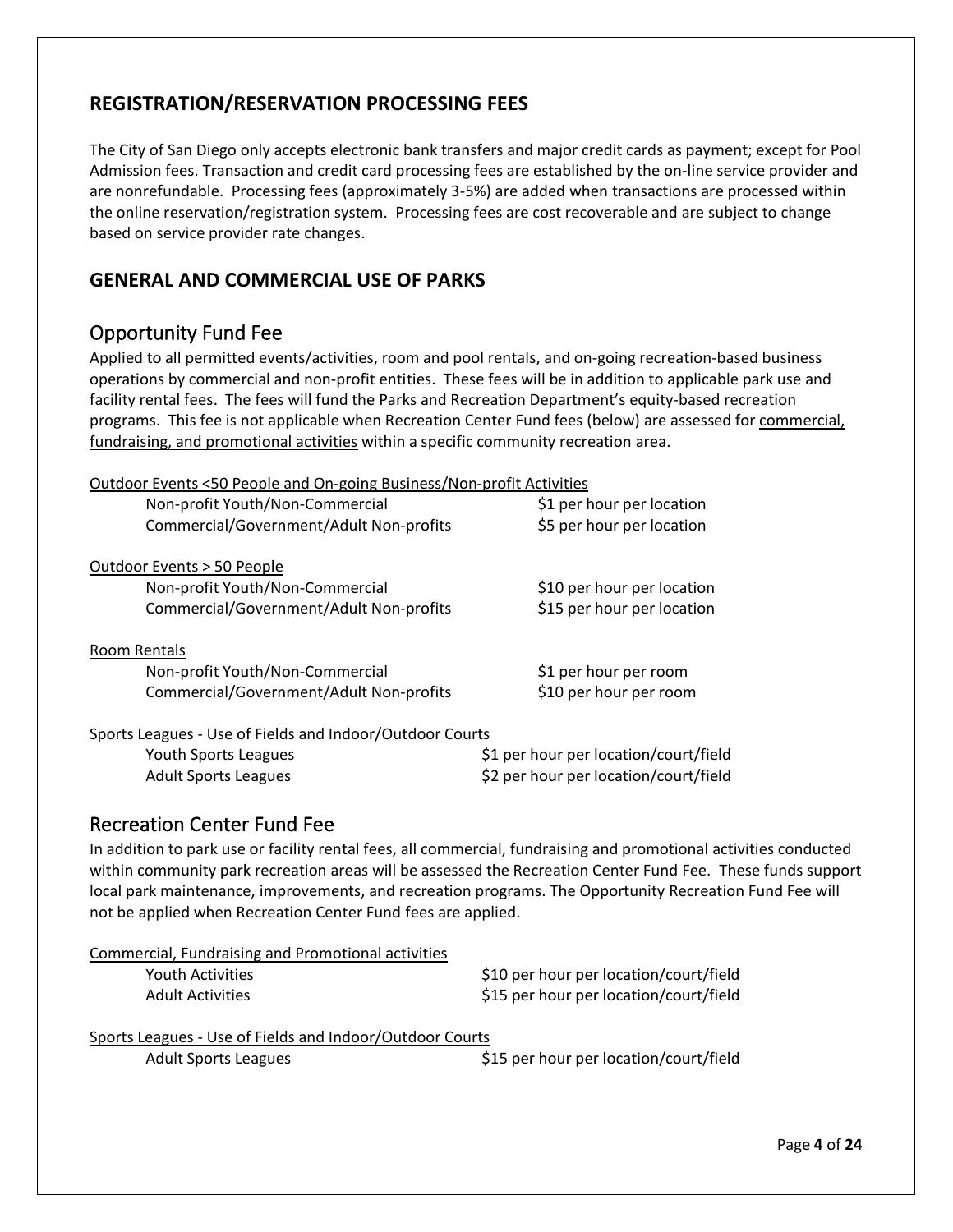## REGISTRATION/RESERVATION PROCESSING FEES

The City of San Diego only accepts electronic bank transfers and major credit cards as payment; except for Pool Admission fees. Transaction and credit card processing fees are established by the on-line service provider and are nonrefundable. Processing fees (approximately 3-5%) are added when transactions are processed within the online reservation/registration system. Processing fees are cost recoverable and are subject to change based on service provider rate changes.

## GENERAL AND COMMERCIAL USE OF PARKS

### Opportunity Fund Fee

Applied to all permitted events/activities, room and pool rentals, and on-going recreation-based business operations by commercial and non-profit entities. These fees will be in addition to applicable park use and facility rental fees. The fees will fund the Parks and Recreation Department's equity-based recreation programs. This fee is not applicable when Recreation Center Fund fees (below) are assessed for <u>commercial, fundraising, and promotional activities</u> within a specific community recreation area.

<u>Outdoor Events <50 People and On-going Business/Non-profit Activities</u>

| | |
|---|---|
| Non-profit Youth/Non-Commercial | $1 per hour per location |
| Commercial/Government/Adult Non-profits | $5 per hour per location |

<u>Outdoor Events > 50 People</u>

| | |
|---|---|
| Non-profit Youth/Non-Commercial | $10 per hour per location |
| Commercial/Government/Adult Non-profits | $15 per hour per location |

<u>Room Rentals</u>

| | |
|---|---|
| Non-profit Youth/Non-Commercial | $1 per hour per room |
| Commercial/Government/Adult Non-profits | $10 per hour per room |

<u>Sports Leagues - Use of Fields and Indoor/Outdoor Courts</u>

| | |
|---|---|
| Youth Sports Leagues | $1 per hour per location/court/field |
| Adult Sports Leagues | $2 per hour per location/court/field |

### Recreation Center Fund Fee

In addition to park use or facility rental fees, all commercial, fundraising and promotional activities conducted within community park recreation areas will be assessed the Recreation Center Fund Fee. These funds support local park maintenance, improvements, and recreation programs. The Opportunity Recreation Fund Fee will not be applied when Recreation Center Fund fees are applied.

<u>Commercial, Fundraising and Promotional activities</u>

| | |
|---|---|
| Youth Activities | $10 per hour per location/court/field |
| Adult Activities | $15 per hour per location/court/field |

<u>Sports Leagues - Use of Fields and Indoor/Outdoor Courts</u>

| | |
|---|---|
| Adult Sports Leagues | $15 per hour per location/court/field |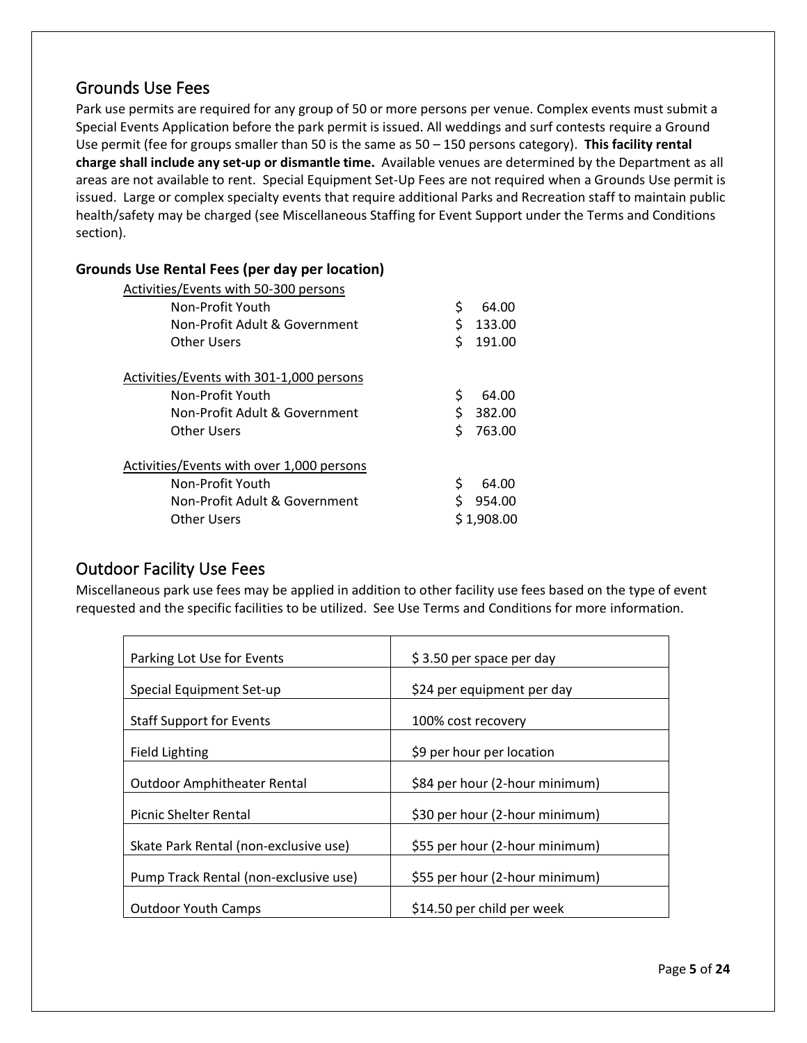## Grounds Use Fees

Park use permits are required for any group of 50 or more persons per venue. Complex events must submit a Special Events Application before the park permit is issued. All weddings and surf contests require a Ground Use permit (fee for groups smaller than 50 is the same as 50 – 150 persons category). **This facility rental charge shall include any set-up or dismantle time.** Available venues are determined by the Department as all areas are not available to rent. Special Equipment Set-Up Fees are not required when a Grounds Use permit is issued. Large or complex specialty events that require additional Parks and Recreation staff to maintain public health/safety may be charged (see Miscellaneous Staffing for Event Support under the Terms and Conditions section).

### Grounds Use Rental Fees (per day per location)

| | |
|---|---|
| Activities/Events with 50-300 persons | |
| Non-Profit Youth | $ 64.00 |
| Non-Profit Adult & Government | $ 133.00 |
| Other Users | $ 191.00 |
| Activities/Events with 301-1,000 persons | |
| Non-Profit Youth | $ 64.00 |
| Non-Profit Adult & Government | $ 382.00 |
| Other Users | $ 763.00 |
| Activities/Events with over 1,000 persons | |
| Non-Profit Youth | $ 64.00 |
| Non-Profit Adult & Government | $ 954.00 |
| Other Users | $ 1,908.00 |

## Outdoor Facility Use Fees

Miscellaneous park use fees may be applied in addition to other facility use fees based on the type of event requested and the specific facilities to be utilized. See Use Terms and Conditions for more information.

| | |
|---|---|
| Parking Lot Use for Events | $ 3.50 per space per day |
| Special Equipment Set-up | $24 per equipment per day |
| Staff Support for Events | 100% cost recovery |
| Field Lighting | $9 per hour per location |
| Outdoor Amphitheater Rental | $84 per hour (2-hour minimum) |
| Picnic Shelter Rental | $30 per hour (2-hour minimum) |
| Skate Park Rental (non-exclusive use) | $55 per hour (2-hour minimum) |
| Pump Track Rental (non-exclusive use) | $55 per hour (2-hour minimum) |
| Outdoor Youth Camps | $14.50 per child per week |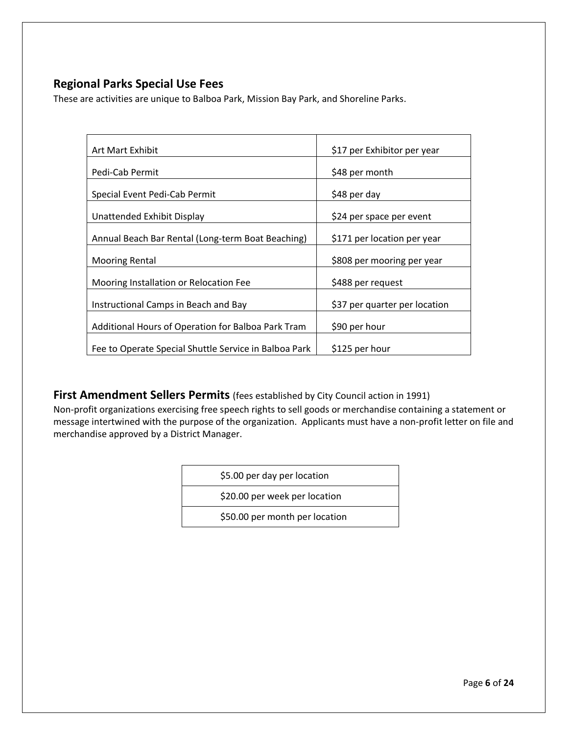## Regional Parks Special Use Fees

These are activities are unique to Balboa Park, Mission Bay Park, and Shoreline Parks.

| | |
|---|---|
| Art Mart Exhibit | $17 per Exhibitor per year |
| Pedi-Cab Permit | $48 per month |
| Special Event Pedi-Cab Permit | $48 per day |
| Unattended Exhibit Display | $24 per space per event |
| Annual Beach Bar Rental (Long-term Boat Beaching) | $171 per location per year |
| Mooring Rental | $808 per mooring per year |
| Mooring Installation or Relocation Fee | $488 per request |
| Instructional Camps in Beach and Bay | $37 per quarter per location |
| Additional Hours of Operation for Balboa Park Tram | $90 per hour |
| Fee to Operate Special Shuttle Service in Balboa Park | $125 per hour |

## First Amendment Sellers Permits (fees established by City Council action in 1991)

Non-profit organizations exercising free speech rights to sell goods or merchandise containing a statement or message intertwined with the purpose of the organization. Applicants must have a non-profit letter on file and merchandise approved by a District Manager.

| |
|---|
| $5.00 per day per location |
| $20.00 per week per location |
| $50.00 per month per location |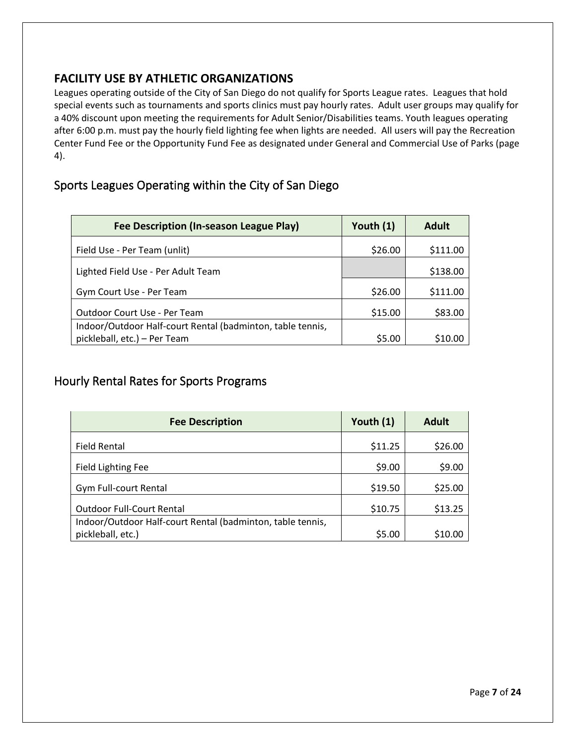## FACILITY USE BY ATHLETIC ORGANIZATIONS

Leagues operating outside of the City of San Diego do not qualify for Sports League rates. Leagues that hold special events such as tournaments and sports clinics must pay hourly rates. Adult user groups may qualify for a 40% discount upon meeting the requirements for Adult Senior/Disabilities teams. Youth leagues operating after 6:00 p.m. must pay the hourly field lighting fee when lights are needed. All users will pay the Recreation Center Fund Fee or the Opportunity Fund Fee as designated under General and Commercial Use of Parks (page 4).

### Sports Leagues Operating within the City of San Diego

| Fee Description (In-season League Play) | Youth (1) | Adult |
|---|---|---|
| Field Use - Per Team (unlit) | $26.00 | $111.00 |
| Lighted Field Use - Per Adult Team | | $138.00 |
| Gym Court Use - Per Team | $26.00 | $111.00 |
| Outdoor Court Use - Per Team | $15.00 | $83.00 |
| Indoor/Outdoor Half-court Rental (badminton, table tennis, pickleball, etc.) – Per Team | $5.00 | $10.00 |

### Hourly Rental Rates for Sports Programs

| Fee Description | Youth (1) | Adult |
|---|---|---|
| Field Rental | $11.25 | $26.00 |
| Field Lighting Fee | $9.00 | $9.00 |
| Gym Full-court Rental | $19.50 | $25.00 |
| Outdoor Full-Court Rental | $10.75 | $13.25 |
| Indoor/Outdoor Half-court Rental (badminton, table tennis, pickleball, etc.) | $5.00 | $10.00 |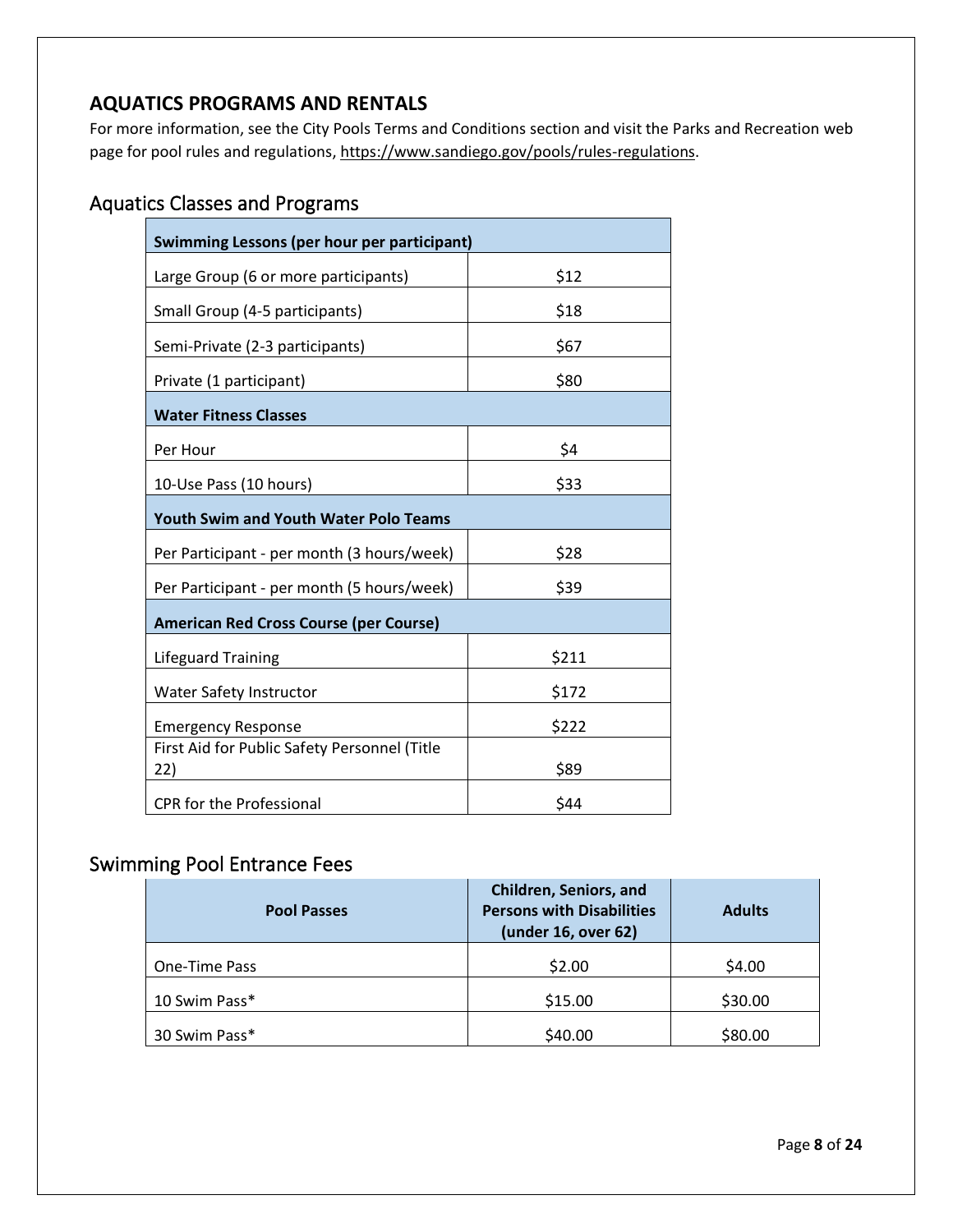## AQUATICS PROGRAMS AND RENTALS

For more information, see the City Pools Terms and Conditions section and visit the Parks and Recreation web page for pool rules and regulations, https://www.sandiego.gov/pools/rules-regulations.

### Aquatics Classes and Programs

| **Swimming Lessons (per hour per participant)** | |
|---|---|
| Large Group (6 or more participants) | $12 |
| Small Group (4-5 participants) | $18 |
| Semi-Private (2-3 participants) | $67 |
| Private (1 participant) | $80 |
| **Water Fitness Classes** | |
| Per Hour | $4 |
| 10-Use Pass (10 hours) | $33 |
| **Youth Swim and Youth Water Polo Teams** | |
| Per Participant - per month (3 hours/week) | $28 |
| Per Participant - per month (5 hours/week) | $39 |
| **American Red Cross Course (per Course)** | |
| Lifeguard Training | $211 |
| Water Safety Instructor | $172 |
| Emergency Response | $222 |
| First Aid for Public Safety Personnel (Title 22) | $89 |
| CPR for the Professional | $44 |

### Swimming Pool Entrance Fees

| **Pool Passes** | **Children, Seniors, and Persons with Disabilities (under 16, over 62)** | **Adults** |
|---|---|---|
| One-Time Pass | $2.00 | $4.00 |
| 10 Swim Pass* | $15.00 | $30.00 |
| 30 Swim Pass* | $40.00 | $80.00 |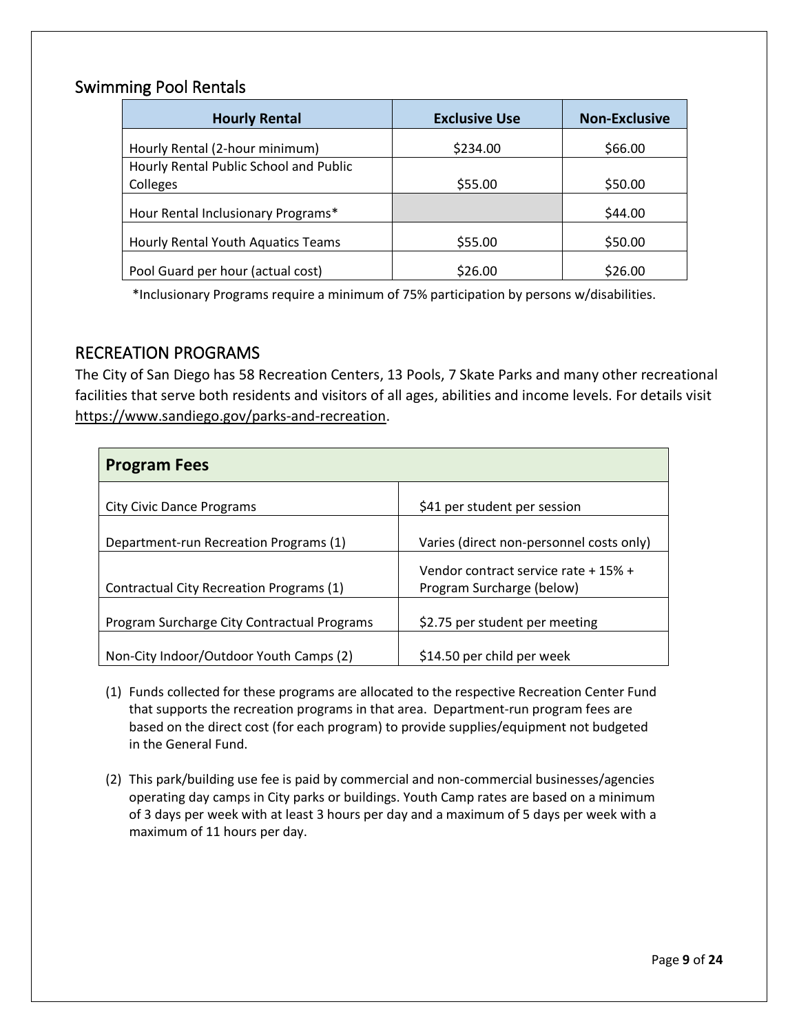## Swimming Pool Rentals

| Hourly Rental | Exclusive Use | Non-Exclusive |
|---|---|---|
| Hourly Rental (2-hour minimum) | $234.00 | $66.00 |
| Hourly Rental Public School and Public Colleges | $55.00 | $50.00 |
| Hour Rental Inclusionary Programs* | | $44.00 |
| Hourly Rental Youth Aquatics Teams | $55.00 | $50.00 |
| Pool Guard per hour (actual cost) | $26.00 | $26.00 |

*Inclusionary Programs require a minimum of 75% participation by persons w/disabilities.

## RECREATION PROGRAMS

The City of San Diego has 58 Recreation Centers, 13 Pools, 7 Skate Parks and many other recreational facilities that serve both residents and visitors of all ages, abilities and income levels. For details visit https://www.sandiego.gov/parks-and-recreation.

| **Program Fees** | |
|---|---|
| City Civic Dance Programs | $41 per student per session |
| Department-run Recreation Programs (1) | Varies (direct non-personnel costs only) |
| Contractual City Recreation Programs (1) | Vendor contract service rate + 15% + Program Surcharge (below) |
| Program Surcharge City Contractual Programs | $2.75 per student per meeting |
| Non-City Indoor/Outdoor Youth Camps (2) | $14.50 per child per week |

(1) Funds collected for these programs are allocated to the respective Recreation Center Fund that supports the recreation programs in that area. Department-run program fees are based on the direct cost (for each program) to provide supplies/equipment not budgeted in the General Fund.

(2) This park/building use fee is paid by commercial and non-commercial businesses/agencies operating day camps in City parks or buildings. Youth Camp rates are based on a minimum of 3 days per week with at least 3 hours per day and a maximum of 5 days per week with a maximum of 11 hours per day.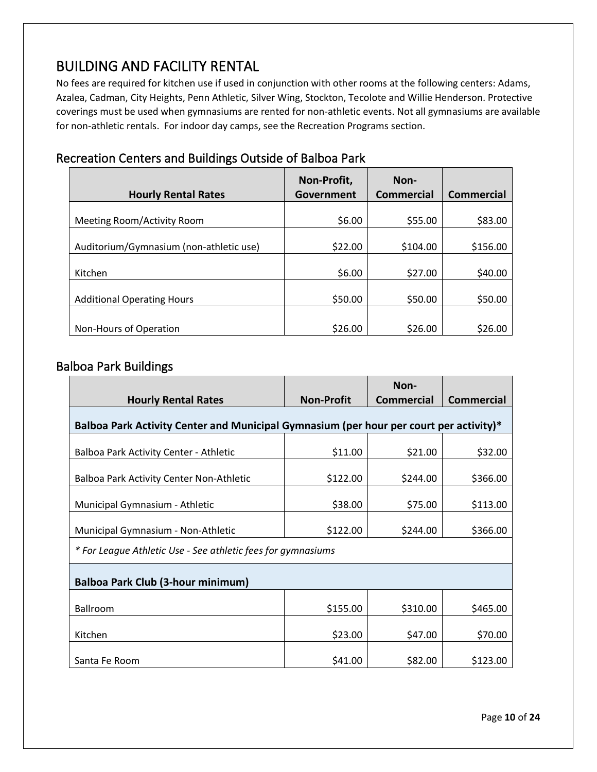# BUILDING AND FACILITY RENTAL

No fees are required for kitchen use if used in conjunction with other rooms at the following centers: Adams, Azalea, Cadman, City Heights, Penn Athletic, Silver Wing, Stockton, Tecolote and Willie Henderson. Protective coverings must be used when gymnasiums are rented for non-athletic events. Not all gymnasiums are available for non-athletic rentals. For indoor day camps, see the Recreation Programs section.

## Recreation Centers and Buildings Outside of Balboa Park

| Hourly Rental Rates | Non-Profit, Government | Non-Commercial | Commercial |
|---|---|---|---|
| Meeting Room/Activity Room | $6.00 | $55.00 | $83.00 |
| Auditorium/Gymnasium (non-athletic use) | $22.00 | $104.00 | $156.00 |
| Kitchen | $6.00 | $27.00 | $40.00 |
| Additional Operating Hours | $50.00 | $50.00 | $50.00 |
| Non-Hours of Operation | $26.00 | $26.00 | $26.00 |

## Balboa Park Buildings

| Hourly Rental Rates | Non-Profit | Non-Commercial | Commercial |
|---|---|---|---|
| **Balboa Park Activity Center and Municipal Gymnasium (per hour per court per activity)*** | | | |
| Balboa Park Activity Center - Athletic | $11.00 | $21.00 | $32.00 |
| Balboa Park Activity Center Non-Athletic | $122.00 | $244.00 | $366.00 |
| Municipal Gymnasium - Athletic | $38.00 | $75.00 | $113.00 |
| Municipal Gymnasium - Non-Athletic | $122.00 | $244.00 | $366.00 |
| *\* For League Athletic Use - See athletic fees for gymnasiums* | | | |
| **Balboa Park Club (3-hour minimum)** | | | |
| Ballroom | $155.00 | $310.00 | $465.00 |
| Kitchen | $23.00 | $47.00 | $70.00 |
| Santa Fe Room | $41.00 | $82.00 | $123.00 |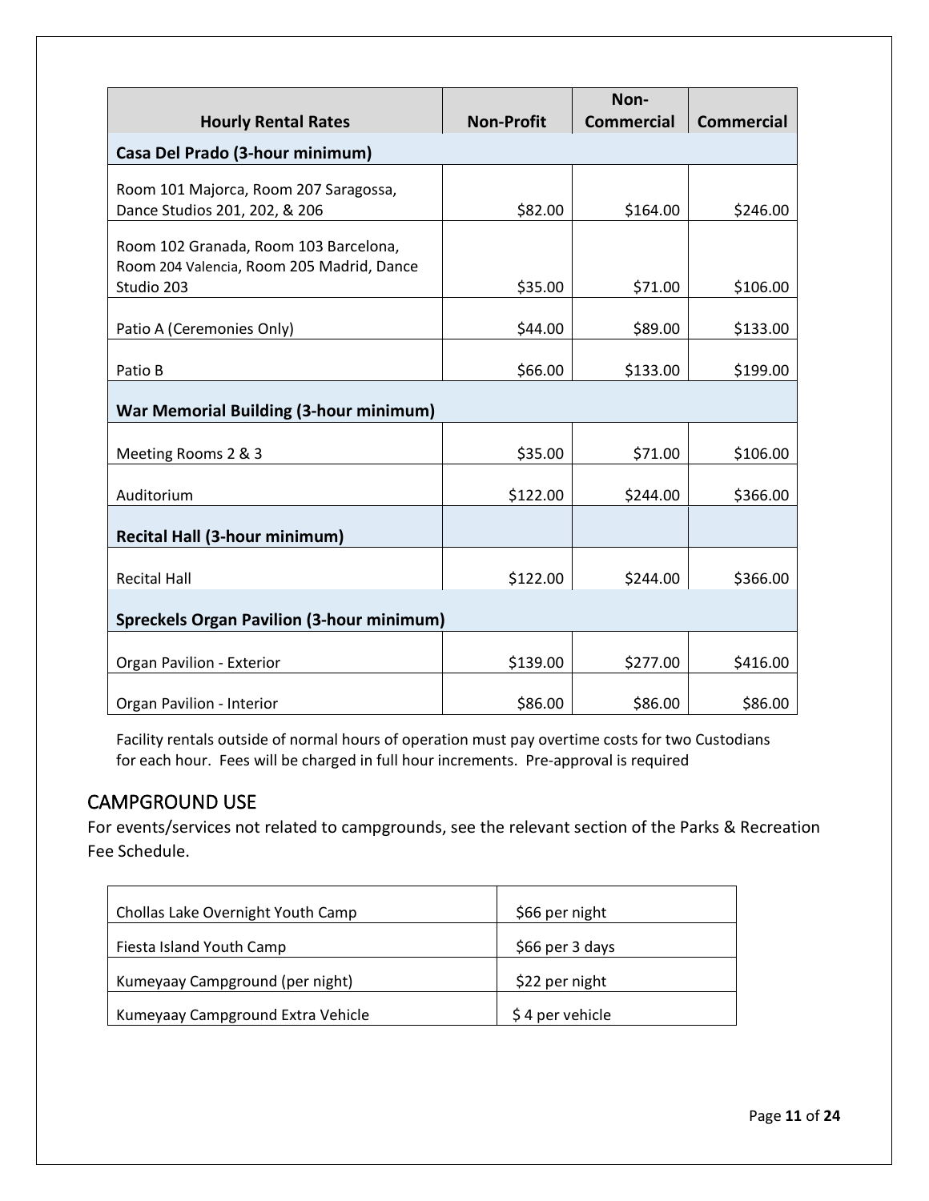| Hourly Rental Rates | Non-Profit | Non-Commercial | Commercial |
|---|---|---|---|
| **Casa Del Prado (3-hour minimum)** | | | |
| Room 101 Majorca, Room 207 Saragossa, Dance Studios 201, 202, & 206 | $82.00 | $164.00 | $246.00 |
| Room 102 Granada, Room 103 Barcelona, Room 204 Valencia, Room 205 Madrid, Dance Studio 203 | $35.00 | $71.00 | $106.00 |
| Patio A (Ceremonies Only) | $44.00 | $89.00 | $133.00 |
| Patio B | $66.00 | $133.00 | $199.00 |
| **War Memorial Building (3-hour minimum)** | | | |
| Meeting Rooms 2 & 3 | $35.00 | $71.00 | $106.00 |
| Auditorium | $122.00 | $244.00 | $366.00 |
| **Recital Hall (3-hour minimum)** | | | |
| Recital Hall | $122.00 | $244.00 | $366.00 |
| **Spreckels Organ Pavilion (3-hour minimum)** | | | |
| Organ Pavilion - Exterior | $139.00 | $277.00 | $416.00 |
| Organ Pavilion - Interior | $86.00 | $86.00 | $86.00 |

Facility rentals outside of normal hours of operation must pay overtime costs for two Custodians for each hour. Fees will be charged in full hour increments. Pre-approval is required

## CAMPGROUND USE

For events/services not related to campgrounds, see the relevant section of the Parks & Recreation Fee Schedule.

| | |
|---|---|
| Chollas Lake Overnight Youth Camp | $66 per night |
| Fiesta Island Youth Camp | $66 per 3 days |
| Kumeyaay Campground (per night) | $22 per night |
| Kumeyaay Campground Extra Vehicle | $ 4 per vehicle |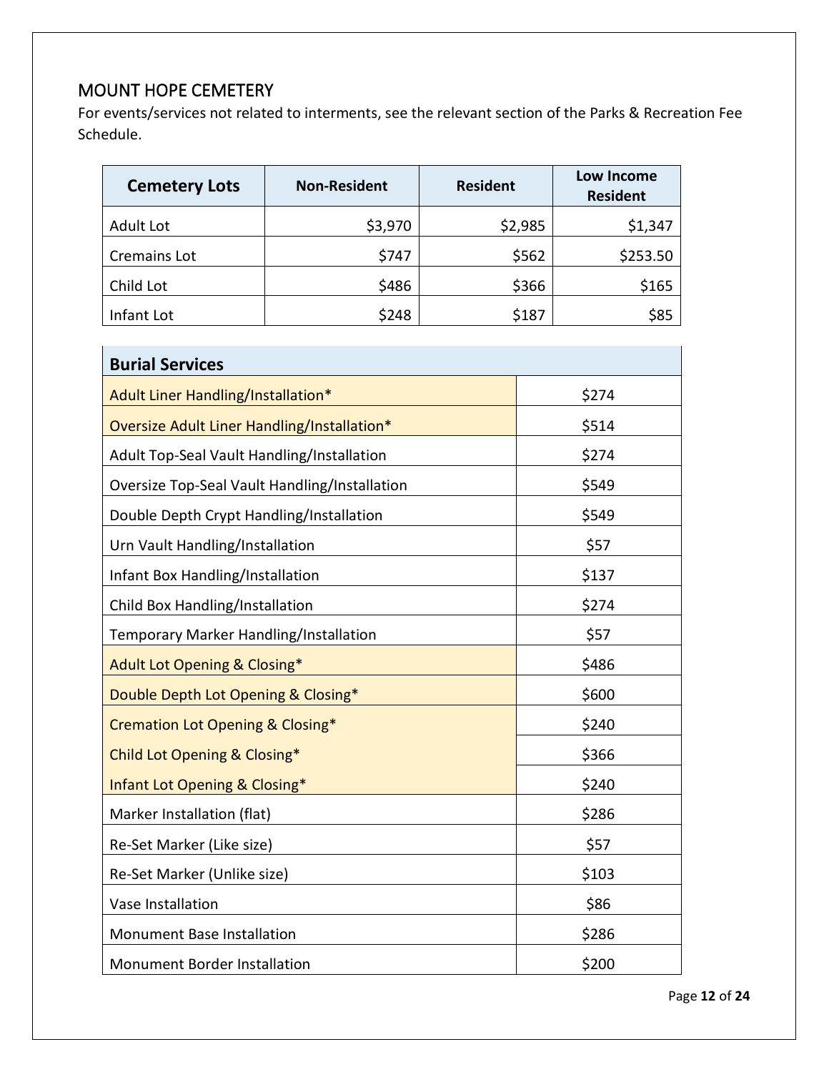## MOUNT HOPE CEMETERY

For events/services not related to interments, see the relevant section of the Parks & Recreation Fee Schedule.

| Cemetery Lots | Non-Resident | Resident | Low Income Resident |
|---|---|---|---|
| Adult Lot | $3,970 | $2,985 | $1,347 |
| Cremains Lot | $747 | $562 | $253.50 |
| Child Lot | $486 | $366 | $165 |
| Infant Lot | $248 | $187 | $85 |

| Burial Services | |
|---|---|
| Adult Liner Handling/Installation* | $274 |
| Oversize Adult Liner Handling/Installation* | $514 |
| Adult Top-Seal Vault Handling/Installation | $274 |
| Oversize Top-Seal Vault Handling/Installation | $549 |
| Double Depth Crypt Handling/Installation | $549 |
| Urn Vault Handling/Installation | $57 |
| Infant Box Handling/Installation | $137 |
| Child Box Handling/Installation | $274 |
| Temporary Marker Handling/Installation | $57 |
| Adult Lot Opening & Closing* | $486 |
| Double Depth Lot Opening & Closing* | $600 |
| Cremation Lot Opening & Closing* | $240 |
| Child Lot Opening & Closing* | $366 |
| Infant Lot Opening & Closing* | $240 |
| Marker Installation (flat) | $286 |
| Re-Set Marker (Like size) | $57 |
| Re-Set Marker (Unlike size) | $103 |
| Vase Installation | $86 |
| Monument Base Installation | $286 |
| Monument Border Installation | $200 |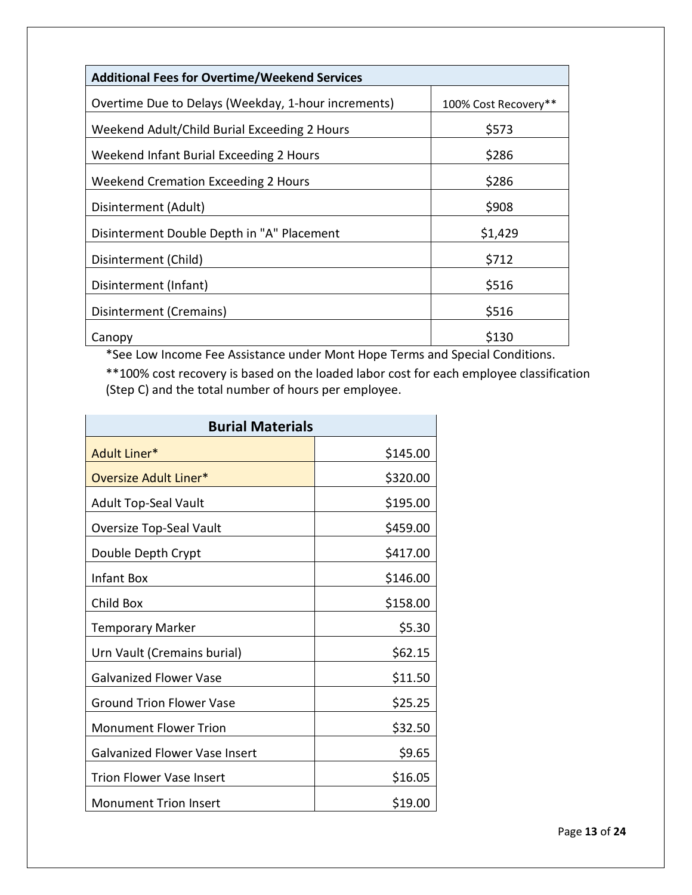| Additional Fees for Overtime/Weekend Services | |
|---|---|
| Overtime Due to Delays (Weekday, 1-hour increments) | 100% Cost Recovery** |
| Weekend Adult/Child Burial Exceeding 2 Hours | $573 |
| Weekend Infant Burial Exceeding 2 Hours | $286 |
| Weekend Cremation Exceeding 2 Hours | $286 |
| Disinterment (Adult) | $908 |
| Disinterment Double Depth in "A" Placement | $1,429 |
| Disinterment (Child) | $712 |
| Disinterment (Infant) | $516 |
| Disinterment (Cremains) | $516 |
| Canopy | $130 |

*See Low Income Fee Assistance under Mont Hope Terms and Special Conditions.

**100% cost recovery is based on the loaded labor cost for each employee classification (Step C) and the total number of hours per employee.

| Burial Materials | |
|---|---|
| Adult Liner* | $145.00 |
| Oversize Adult Liner* | $320.00 |
| Adult Top-Seal Vault | $195.00 |
| Oversize Top-Seal Vault | $459.00 |
| Double Depth Crypt | $417.00 |
| Infant Box | $146.00 |
| Child Box | $158.00 |
| Temporary Marker | $5.30 |
| Urn Vault (Cremains burial) | $62.15 |
| Galvanized Flower Vase | $11.50 |
| Ground Trion Flower Vase | $25.25 |
| Monument Flower Trion | $32.50 |
| Galvanized Flower Vase Insert | $9.65 |
| Trion Flower Vase Insert | $16.05 |
| Monument Trion Insert | $19.00 |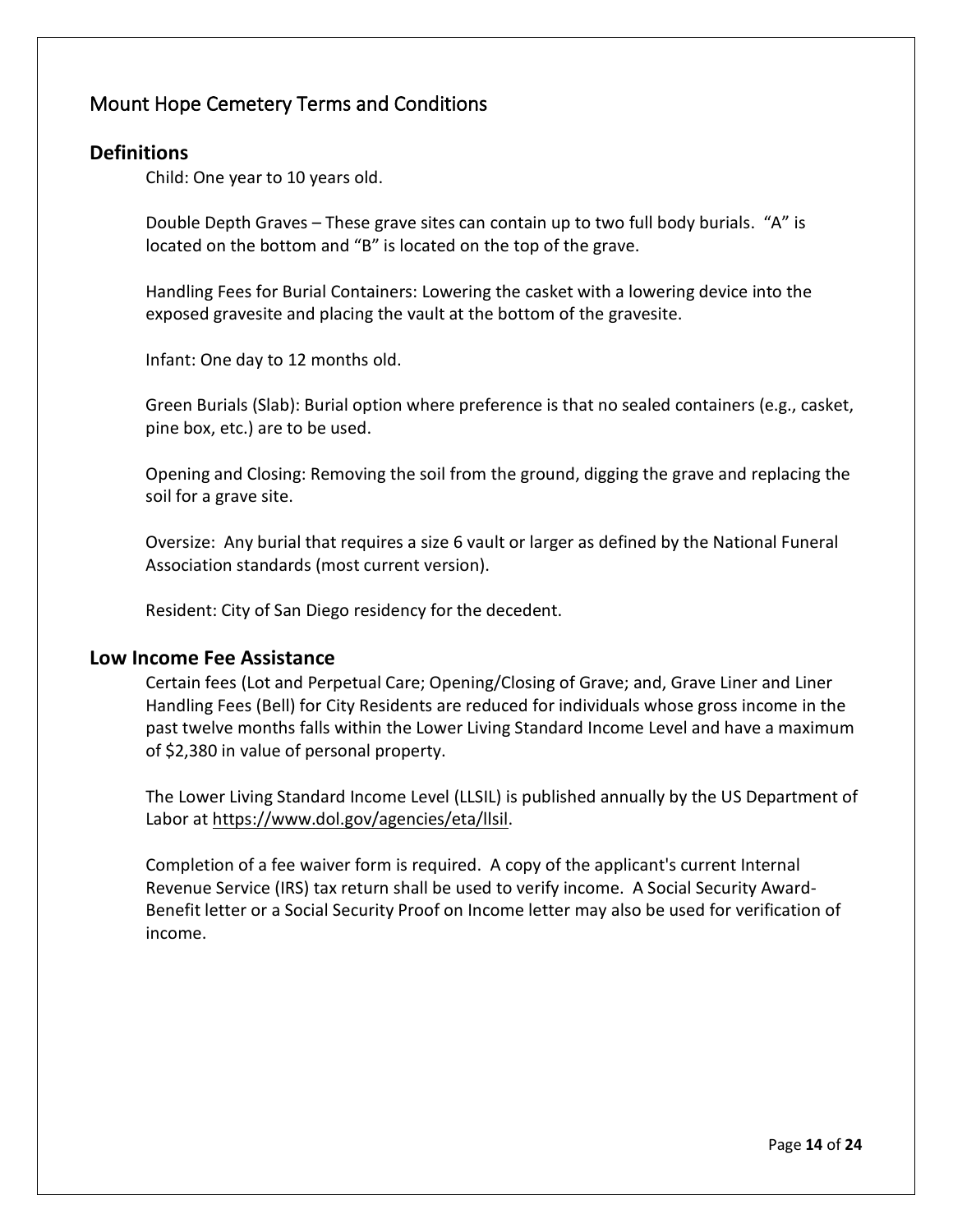## Mount Hope Cemetery Terms and Conditions

### Definitions

Child: One year to 10 years old.

Double Depth Graves – These grave sites can contain up to two full body burials. "A" is located on the bottom and "B" is located on the top of the grave.

Handling Fees for Burial Containers: Lowering the casket with a lowering device into the exposed gravesite and placing the vault at the bottom of the gravesite.

Infant: One day to 12 months old.

Green Burials (Slab): Burial option where preference is that no sealed containers (e.g., casket, pine box, etc.) are to be used.

Opening and Closing: Removing the soil from the ground, digging the grave and replacing the soil for a grave site.

Oversize: Any burial that requires a size 6 vault or larger as defined by the National Funeral Association standards (most current version).

Resident: City of San Diego residency for the decedent.

### Low Income Fee Assistance

Certain fees (Lot and Perpetual Care; Opening/Closing of Grave; and, Grave Liner and Liner Handling Fees (Bell) for City Residents are reduced for individuals whose gross income in the past twelve months falls within the Lower Living Standard Income Level and have a maximum of $2,380 in value of personal property.

The Lower Living Standard Income Level (LLSIL) is published annually by the US Department of Labor at https://www.dol.gov/agencies/eta/llsil.

Completion of a fee waiver form is required. A copy of the applicant's current Internal Revenue Service (IRS) tax return shall be used to verify income. A Social Security Award-Benefit letter or a Social Security Proof on Income letter may also be used for verification of income.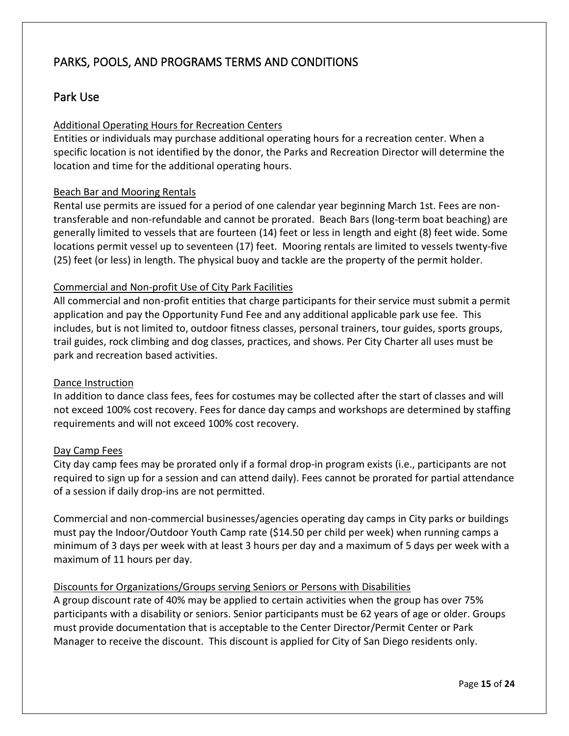# PARKS, POOLS, AND PROGRAMS TERMS AND CONDITIONS

## Park Use

### Additional Operating Hours for Recreation Centers

Entities or individuals may purchase additional operating hours for a recreation center. When a specific location is not identified by the donor, the Parks and Recreation Director will determine the location and time for the additional operating hours.

### Beach Bar and Mooring Rentals

Rental use permits are issued for a period of one calendar year beginning March 1st. Fees are non-transferable and non-refundable and cannot be prorated. Beach Bars (long-term boat beaching) are generally limited to vessels that are fourteen (14) feet or less in length and eight (8) feet wide. Some locations permit vessel up to seventeen (17) feet. Mooring rentals are limited to vessels twenty-five (25) feet (or less) in length. The physical buoy and tackle are the property of the permit holder.

### Commercial and Non-profit Use of City Park Facilities

All commercial and non-profit entities that charge participants for their service must submit a permit application and pay the Opportunity Fund Fee and any additional applicable park use fee. This includes, but is not limited to, outdoor fitness classes, personal trainers, tour guides, sports groups, trail guides, rock climbing and dog classes, practices, and shows. Per City Charter all uses must be park and recreation based activities.

### Dance Instruction

In addition to dance class fees, fees for costumes may be collected after the start of classes and will not exceed 100% cost recovery. Fees for dance day camps and workshops are determined by staffing requirements and will not exceed 100% cost recovery.

### Day Camp Fees

City day camp fees may be prorated only if a formal drop-in program exists (i.e., participants are not required to sign up for a session and can attend daily). Fees cannot be prorated for partial attendance of a session if daily drop-ins are not permitted.

Commercial and non-commercial businesses/agencies operating day camps in City parks or buildings must pay the Indoor/Outdoor Youth Camp rate ($14.50 per child per week) when running camps a minimum of 3 days per week with at least 3 hours per day and a maximum of 5 days per week with a maximum of 11 hours per day.

### Discounts for Organizations/Groups serving Seniors or Persons with Disabilities

A group discount rate of 40% may be applied to certain activities when the group has over 75% participants with a disability or seniors. Senior participants must be 62 years of age or older. Groups must provide documentation that is acceptable to the Center Director/Permit Center or Park Manager to receive the discount. This discount is applied for City of San Diego residents only.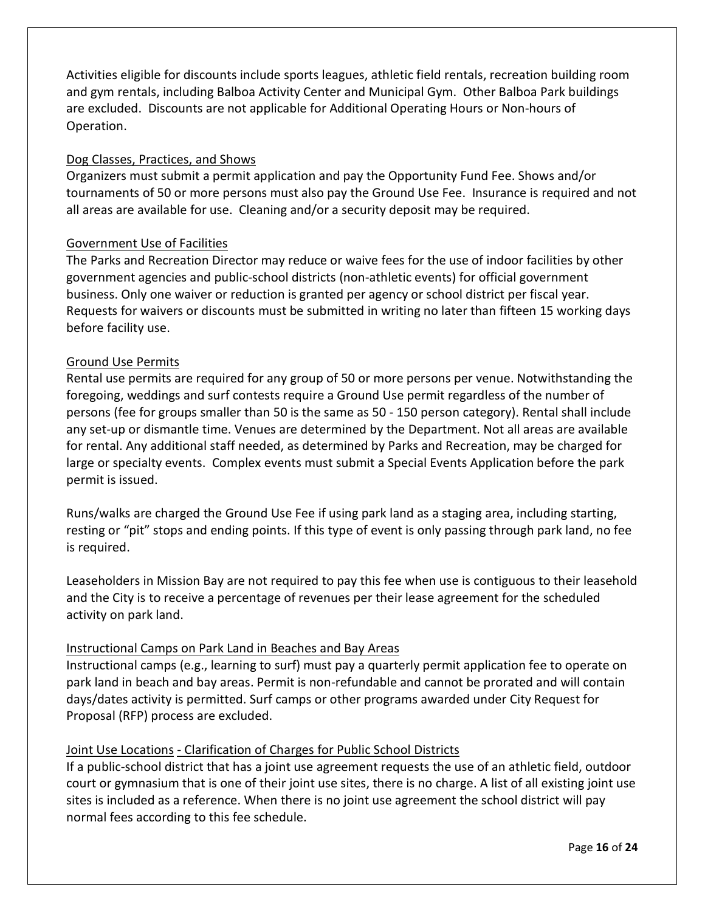Activities eligible for discounts include sports leagues, athletic field rentals, recreation building room and gym rentals, including Balboa Activity Center and Municipal Gym. Other Balboa Park buildings are excluded. Discounts are not applicable for Additional Operating Hours or Non-hours of Operation.

<u>Dog Classes, Practices, and Shows</u>

Organizers must submit a permit application and pay the Opportunity Fund Fee. Shows and/or tournaments of 50 or more persons must also pay the Ground Use Fee. Insurance is required and not all areas are available for use. Cleaning and/or a security deposit may be required.

<u>Government Use of Facilities</u>

The Parks and Recreation Director may reduce or waive fees for the use of indoor facilities by other government agencies and public-school districts (non-athletic events) for official government business. Only one waiver or reduction is granted per agency or school district per fiscal year. Requests for waivers or discounts must be submitted in writing no later than fifteen 15 working days before facility use.

<u>Ground Use Permits</u>

Rental use permits are required for any group of 50 or more persons per venue. Notwithstanding the foregoing, weddings and surf contests require a Ground Use permit regardless of the number of persons (fee for groups smaller than 50 is the same as 50 - 150 person category). Rental shall include any set-up or dismantle time. Venues are determined by the Department. Not all areas are available for rental. Any additional staff needed, as determined by Parks and Recreation, may be charged for large or specialty events. Complex events must submit a Special Events Application before the park permit is issued.

Runs/walks are charged the Ground Use Fee if using park land as a staging area, including starting, resting or "pit" stops and ending points. If this type of event is only passing through park land, no fee is required.

Leaseholders in Mission Bay are not required to pay this fee when use is contiguous to their leasehold and the City is to receive a percentage of revenues per their lease agreement for the scheduled activity on park land.

<u>Instructional Camps on Park Land in Beaches and Bay Areas</u>

Instructional camps (e.g., learning to surf) must pay a quarterly permit application fee to operate on park land in beach and bay areas. Permit is non-refundable and cannot be prorated and will contain days/dates activity is permitted. Surf camps or other programs awarded under City Request for Proposal (RFP) process are excluded.

<u>Joint Use Locations - Clarification of Charges for Public School Districts</u>

If a public-school district that has a joint use agreement requests the use of an athletic field, outdoor court or gymnasium that is one of their joint use sites, there is no charge. A list of all existing joint use sites is included as a reference. When there is no joint use agreement the school district will pay normal fees according to this fee schedule.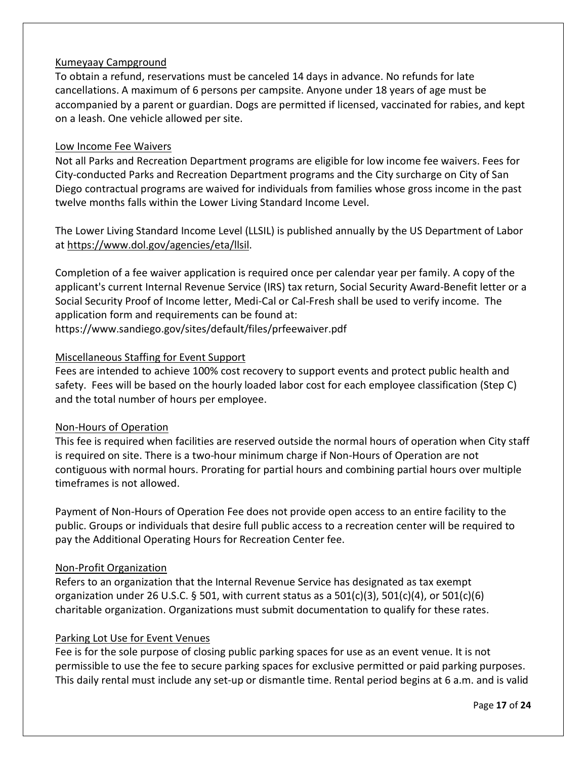Kumeyaay Campground

To obtain a refund, reservations must be canceled 14 days in advance. No refunds for late cancellations. A maximum of 6 persons per campsite. Anyone under 18 years of age must be accompanied by a parent or guardian. Dogs are permitted if licensed, vaccinated for rabies, and kept on a leash. One vehicle allowed per site.

Low Income Fee Waivers

Not all Parks and Recreation Department programs are eligible for low income fee waivers. Fees for City-conducted Parks and Recreation Department programs and the City surcharge on City of San Diego contractual programs are waived for individuals from families whose gross income in the past twelve months falls within the Lower Living Standard Income Level.

The Lower Living Standard Income Level (LLSIL) is published annually by the US Department of Labor at https://www.dol.gov/agencies/eta/llsil.

Completion of a fee waiver application is required once per calendar year per family. A copy of the applicant's current Internal Revenue Service (IRS) tax return, Social Security Award-Benefit letter or a Social Security Proof of Income letter, Medi-Cal or Cal-Fresh shall be used to verify income. The application form and requirements can be found at:
https://www.sandiego.gov/sites/default/files/prfeewaiver.pdf

Miscellaneous Staffing for Event Support

Fees are intended to achieve 100% cost recovery to support events and protect public health and safety. Fees will be based on the hourly loaded labor cost for each employee classification (Step C) and the total number of hours per employee.

Non-Hours of Operation

This fee is required when facilities are reserved outside the normal hours of operation when City staff is required on site. There is a two-hour minimum charge if Non-Hours of Operation are not contiguous with normal hours. Prorating for partial hours and combining partial hours over multiple timeframes is not allowed.

Payment of Non-Hours of Operation Fee does not provide open access to an entire facility to the public. Groups or individuals that desire full public access to a recreation center will be required to pay the Additional Operating Hours for Recreation Center fee.

Non-Profit Organization

Refers to an organization that the Internal Revenue Service has designated as tax exempt organization under 26 U.S.C. § 501, with current status as a 501(c)(3), 501(c)(4), or 501(c)(6) charitable organization. Organizations must submit documentation to qualify for these rates.

Parking Lot Use for Event Venues

Fee is for the sole purpose of closing public parking spaces for use as an event venue. It is not permissible to use the fee to secure parking spaces for exclusive permitted or paid parking purposes. This daily rental must include any set-up or dismantle time. Rental period begins at 6 a.m. and is valid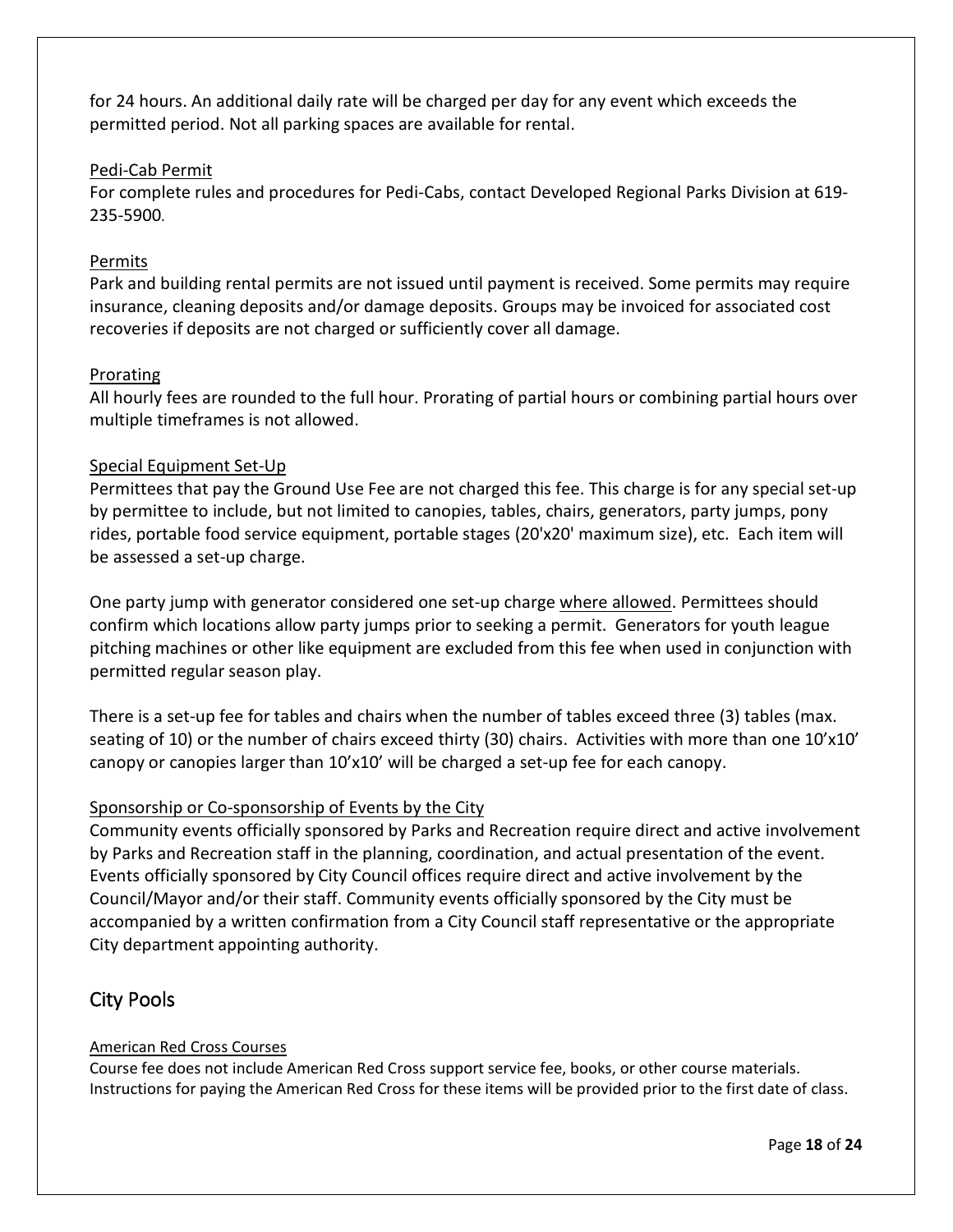for 24 hours. An additional daily rate will be charged per day for any event which exceeds the permitted period. Not all parking spaces are available for rental.

### Pedi-Cab Permit

For complete rules and procedures for Pedi-Cabs, contact Developed Regional Parks Division at 619-235-5900.

### Permits

Park and building rental permits are not issued until payment is received. Some permits may require insurance, cleaning deposits and/or damage deposits. Groups may be invoiced for associated cost recoveries if deposits are not charged or sufficiently cover all damage.

### Prorating

All hourly fees are rounded to the full hour. Prorating of partial hours or combining partial hours over multiple timeframes is not allowed.

### Special Equipment Set-Up

Permittees that pay the Ground Use Fee are not charged this fee. This charge is for any special set-up by permittee to include, but not limited to canopies, tables, chairs, generators, party jumps, pony rides, portable food service equipment, portable stages (20'x20' maximum size), etc. Each item will be assessed a set-up charge.

One party jump with generator considered one set-up charge where allowed. Permittees should confirm which locations allow party jumps prior to seeking a permit. Generators for youth league pitching machines or other like equipment are excluded from this fee when used in conjunction with permitted regular season play.

There is a set-up fee for tables and chairs when the number of tables exceed three (3) tables (max. seating of 10) or the number of chairs exceed thirty (30) chairs. Activities with more than one 10’x10’ canopy or canopies larger than 10’x10’ will be charged a set-up fee for each canopy.

### Sponsorship or Co-sponsorship of Events by the City

Community events officially sponsored by Parks and Recreation require direct and active involvement by Parks and Recreation staff in the planning, coordination, and actual presentation of the event. Events officially sponsored by City Council offices require direct and active involvement by the Council/Mayor and/or their staff. Community events officially sponsored by the City must be accompanied by a written confirmation from a City Council staff representative or the appropriate City department appointing authority.

## City Pools

### American Red Cross Courses

Course fee does not include American Red Cross support service fee, books, or other course materials. Instructions for paying the American Red Cross for these items will be provided prior to the first date of class.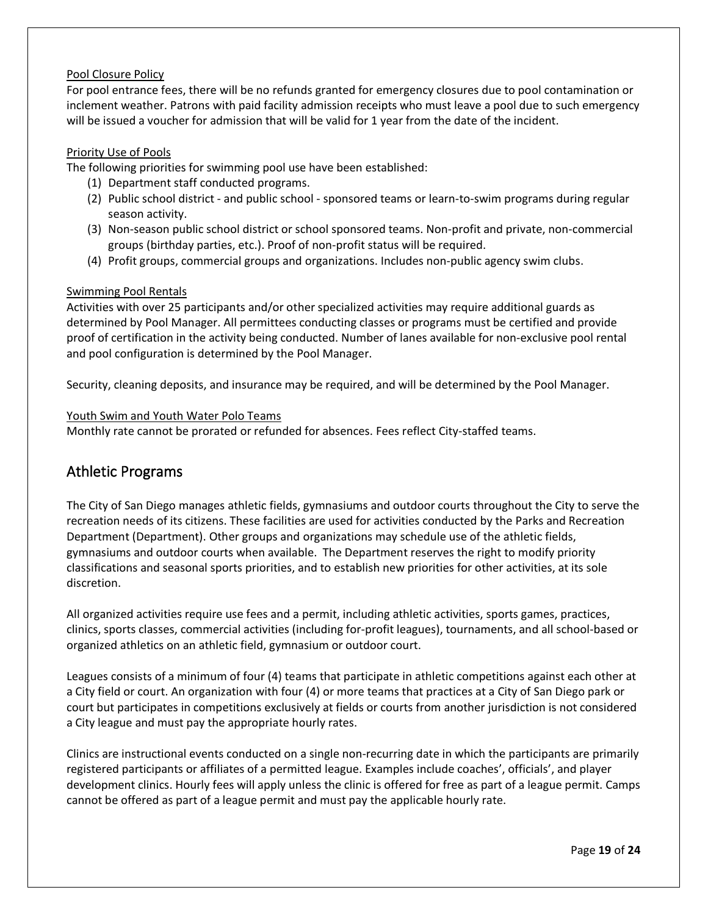Pool Closure Policy

For pool entrance fees, there will be no refunds granted for emergency closures due to pool contamination or inclement weather. Patrons with paid facility admission receipts who must leave a pool due to such emergency will be issued a voucher for admission that will be valid for 1 year from the date of the incident.

Priority Use of Pools

The following priorities for swimming pool use have been established:

(1) Department staff conducted programs.
(2) Public school district - and public school - sponsored teams or learn-to-swim programs during regular season activity.
(3) Non-season public school district or school sponsored teams. Non-profit and private, non-commercial groups (birthday parties, etc.). Proof of non-profit status will be required.
(4) Profit groups, commercial groups and organizations. Includes non-public agency swim clubs.

Swimming Pool Rentals

Activities with over 25 participants and/or other specialized activities may require additional guards as determined by Pool Manager. All permittees conducting classes or programs must be certified and provide proof of certification in the activity being conducted. Number of lanes available for non-exclusive pool rental and pool configuration is determined by the Pool Manager.

Security, cleaning deposits, and insurance may be required, and will be determined by the Pool Manager.

Youth Swim and Youth Water Polo Teams

Monthly rate cannot be prorated or refunded for absences. Fees reflect City-staffed teams.

## Athletic Programs

The City of San Diego manages athletic fields, gymnasiums and outdoor courts throughout the City to serve the recreation needs of its citizens. These facilities are used for activities conducted by the Parks and Recreation Department (Department). Other groups and organizations may schedule use of the athletic fields, gymnasiums and outdoor courts when available. The Department reserves the right to modify priority classifications and seasonal sports priorities, and to establish new priorities for other activities, at its sole discretion.

All organized activities require use fees and a permit, including athletic activities, sports games, practices, clinics, sports classes, commercial activities (including for-profit leagues), tournaments, and all school-based or organized athletics on an athletic field, gymnasium or outdoor court.

Leagues consists of a minimum of four (4) teams that participate in athletic competitions against each other at a City field or court. An organization with four (4) or more teams that practices at a City of San Diego park or court but participates in competitions exclusively at fields or courts from another jurisdiction is not considered a City league and must pay the appropriate hourly rates.

Clinics are instructional events conducted on a single non-recurring date in which the participants are primarily registered participants or affiliates of a permitted league. Examples include coaches', officials', and player development clinics. Hourly fees will apply unless the clinic is offered for free as part of a league permit. Camps cannot be offered as part of a league permit and must pay the applicable hourly rate.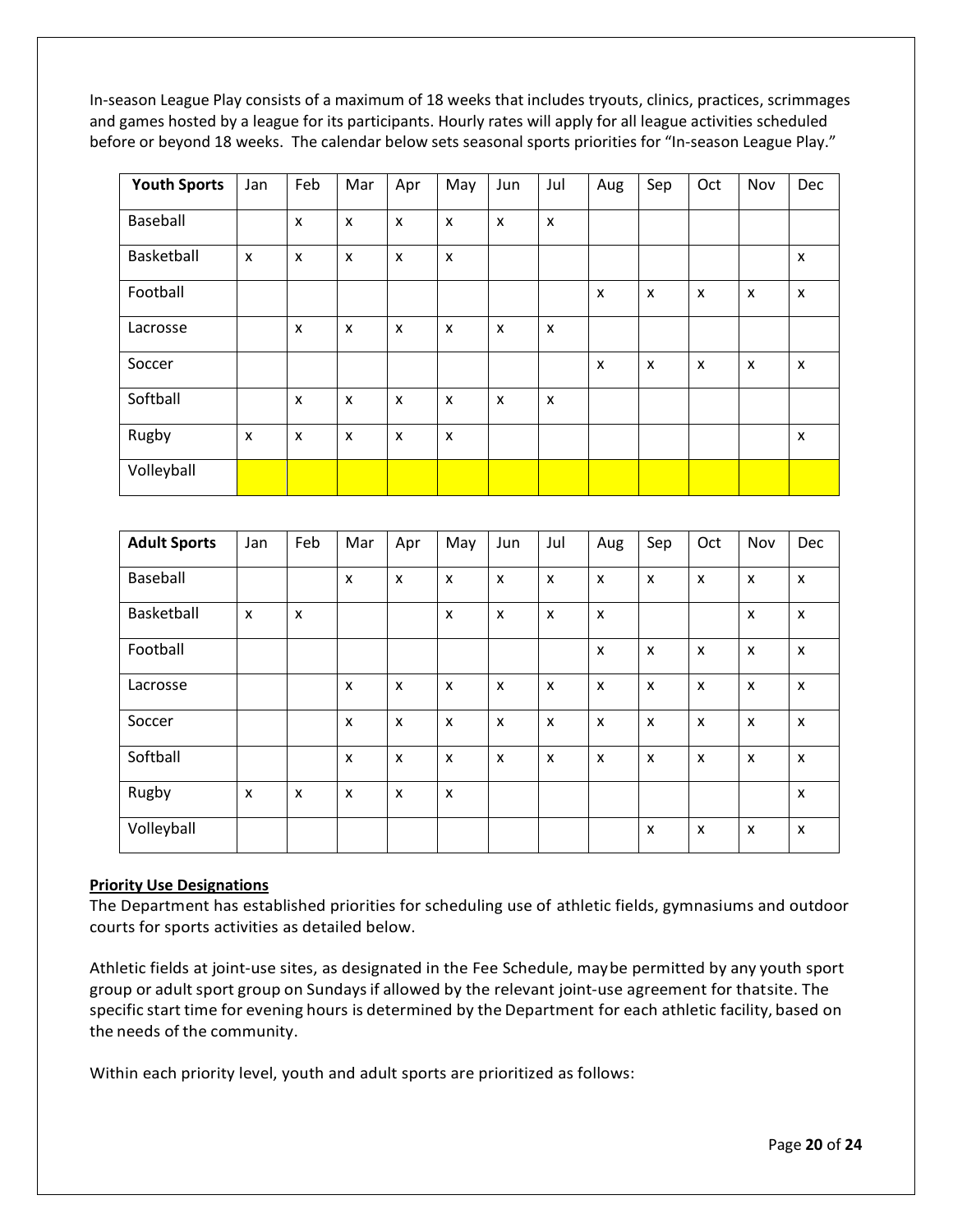In-season League Play consists of a maximum of 18 weeks that includes tryouts, clinics, practices, scrimmages and games hosted by a league for its participants. Hourly rates will apply for all league activities scheduled before or beyond 18 weeks. The calendar below sets seasonal sports priorities for "In-season League Play."

| **Youth Sports** | Jan | Feb | Mar | Apr | May | Jun | Jul | Aug | Sep | Oct | Nov | Dec |
|---|---|---|---|---|---|---|---|---|---|---|---|---|
| Baseball | | x | x | x | x | x | x | | | | | |
| Basketball | x | x | x | x | x | | | | | | | x |
| Football | | | | | | | | x | x | x | x | x |
| Lacrosse | | x | x | x | x | x | x | | | | | |
| Soccer | | | | | | | | x | x | x | x | x |
| Softball | | x | x | x | x | x | x | | | | | |
| Rugby | x | x | x | x | x | | | | | | | x |
| Volleyball | | | | | | | | | | | | |

| **Adult Sports** | Jan | Feb | Mar | Apr | May | Jun | Jul | Aug | Sep | Oct | Nov | Dec |
|---|---|---|---|---|---|---|---|---|---|---|---|---|
| Baseball | | | x | x | x | x | x | x | x | x | x | x |
| Basketball | x | x | | | x | x | x | x | | | x | x |
| Football | | | | | | | | x | x | x | x | x |
| Lacrosse | | | x | x | x | x | x | x | x | x | x | x |
| Soccer | | | x | x | x | x | x | x | x | x | x | x |
| Softball | | | x | x | x | x | x | x | x | x | x | x |
| Rugby | x | x | x | x | x | | | | | | | x |
| Volleyball | | | | | | | | | x | x | x | x |

**Priority Use Designations**

The Department has established priorities for scheduling use of athletic fields, gymnasiums and outdoor courts for sports activities as detailed below.

Athletic fields at joint-use sites, as designated in the Fee Schedule, maybe permitted by any youth sport group or adult sport group on Sundays if allowed by the relevant joint-use agreement for thatsite. The specific start time for evening hours is determined by the Department for each athletic facility, based on the needs of the community.

Within each priority level, youth and adult sports are prioritized as follows: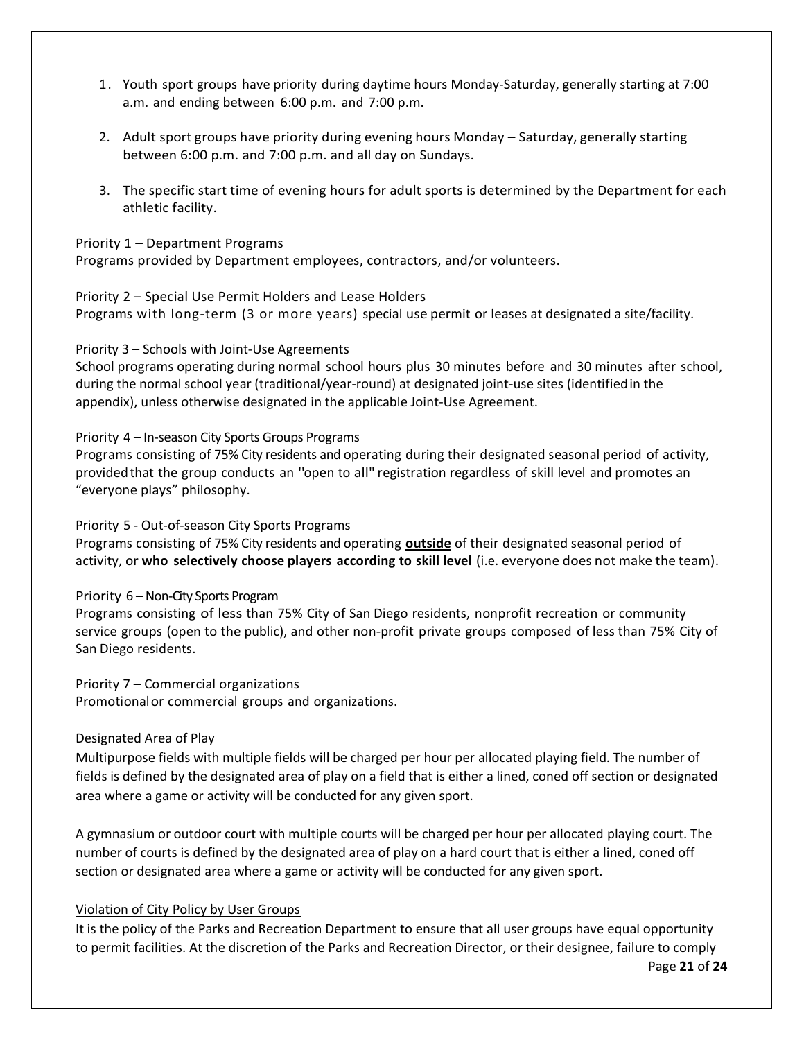1. Youth sport groups have priority during daytime hours Monday-Saturday, generally starting at 7:00 a.m. and ending between 6:00 p.m. and 7:00 p.m.

2. Adult sport groups have priority during evening hours Monday – Saturday, generally starting between 6:00 p.m. and 7:00 p.m. and all day on Sundays.

3. The specific start time of evening hours for adult sports is determined by the Department for each athletic facility.

Priority 1 – Department Programs
Programs provided by Department employees, contractors, and/or volunteers.

Priority 2 – Special Use Permit Holders and Lease Holders
Programs with long-term (3 or more years) special use permit or leases at designated a site/facility.

Priority 3 – Schools with Joint-Use Agreements
School programs operating during normal school hours plus 30 minutes before and 30 minutes after school, during the normal school year (traditional/year-round) at designated joint-use sites (identified in the appendix), unless otherwise designated in the applicable Joint-Use Agreement.

Priority 4 – In-season City Sports Groups Programs
Programs consisting of 75% City residents and operating during their designated seasonal period of activity, provided that the group conducts an "open to all" registration regardless of skill level and promotes an "everyone plays" philosophy.

Priority 5 - Out-of-season City Sports Programs
Programs consisting of 75% City residents and operating <u>**outside**</u> of their designated seasonal period of activity, or **who selectively choose players according to skill level** (i.e. everyone does not make the team).

Priority 6 – Non-City Sports Program
Programs consisting of less than 75% City of San Diego residents, nonprofit recreation or community service groups (open to the public), and other non-profit private groups composed of less than 75% City of San Diego residents.

Priority 7 – Commercial organizations
Promotional or commercial groups and organizations.

<u>Designated Area of Play</u>

Multipurpose fields with multiple fields will be charged per hour per allocated playing field. The number of fields is defined by the designated area of play on a field that is either a lined, coned off section or designated area where a game or activity will be conducted for any given sport.

A gymnasium or outdoor court with multiple courts will be charged per hour per allocated playing court. The number of courts is defined by the designated area of play on a hard court that is either a lined, coned off section or designated area where a game or activity will be conducted for any given sport.

<u>Violation of City Policy by User Groups</u>

It is the policy of the Parks and Recreation Department to ensure that all user groups have equal opportunity to permit facilities. At the discretion of the Parks and Recreation Director, or their designee, failure to comply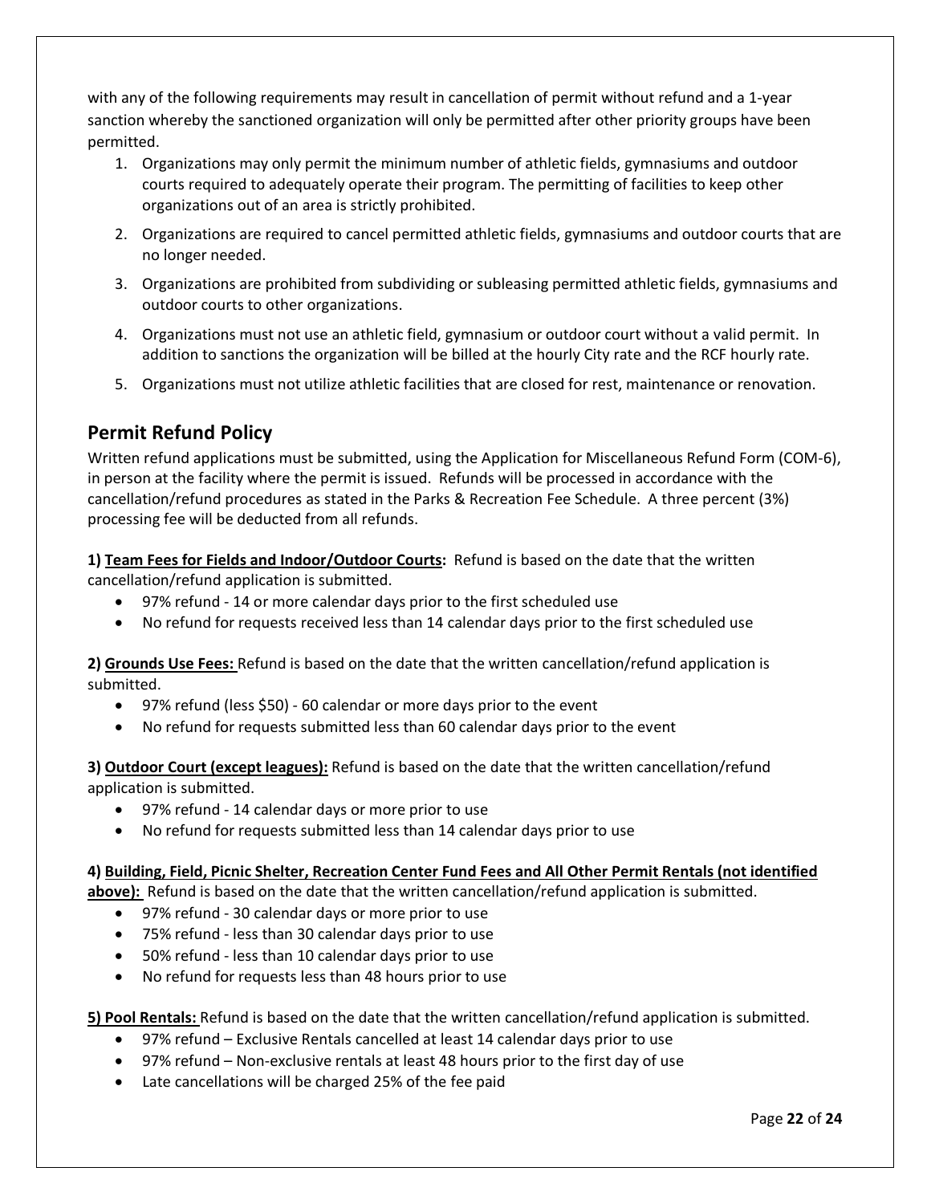with any of the following requirements may result in cancellation of permit without refund and a 1-year sanction whereby the sanctioned organization will only be permitted after other priority groups have been permitted.

1. Organizations may only permit the minimum number of athletic fields, gymnasiums and outdoor courts required to adequately operate their program. The permitting of facilities to keep other organizations out of an area is strictly prohibited.
2. Organizations are required to cancel permitted athletic fields, gymnasiums and outdoor courts that are no longer needed.
3. Organizations are prohibited from subdividing or subleasing permitted athletic fields, gymnasiums and outdoor courts to other organizations.
4. Organizations must not use an athletic field, gymnasium or outdoor court without a valid permit. In addition to sanctions the organization will be billed at the hourly City rate and the RCF hourly rate.
5. Organizations must not utilize athletic facilities that are closed for rest, maintenance or renovation.

## Permit Refund Policy

Written refund applications must be submitted, using the Application for Miscellaneous Refund Form (COM-6), in person at the facility where the permit is issued. Refunds will be processed in accordance with the cancellation/refund procedures as stated in the Parks & Recreation Fee Schedule. A three percent (3%) processing fee will be deducted from all refunds.

**1) <u>Team Fees for Fields and Indoor/Outdoor Courts</u>:** Refund is based on the date that the written cancellation/refund application is submitted.

- 97% refund - 14 or more calendar days prior to the first scheduled use
- No refund for requests received less than 14 calendar days prior to the first scheduled use

**2) <u>Grounds Use Fees:</u>** Refund is based on the date that the written cancellation/refund application is submitted.

- 97% refund (less $50) - 60 calendar or more days prior to the event
- No refund for requests submitted less than 60 calendar days prior to the event

**3) <u>Outdoor Court (except leagues):</u>** Refund is based on the date that the written cancellation/refund application is submitted.

- 97% refund - 14 calendar days or more prior to use
- No refund for requests submitted less than 14 calendar days prior to use

**4) <u>Building, Field, Picnic Shelter, Recreation Center Fund Fees and All Other Permit Rentals (not identified above):</u>** Refund is based on the date that the written cancellation/refund application is submitted.

- 97% refund - 30 calendar days or more prior to use
- 75% refund - less than 30 calendar days prior to use
- 50% refund - less than 10 calendar days prior to use
- No refund for requests less than 48 hours prior to use

**5) <u>Pool Rentals:</u>** Refund is based on the date that the written cancellation/refund application is submitted.

- 97% refund – Exclusive Rentals cancelled at least 14 calendar days prior to use
- 97% refund – Non-exclusive rentals at least 48 hours prior to the first day of use
- Late cancellations will be charged 25% of the fee paid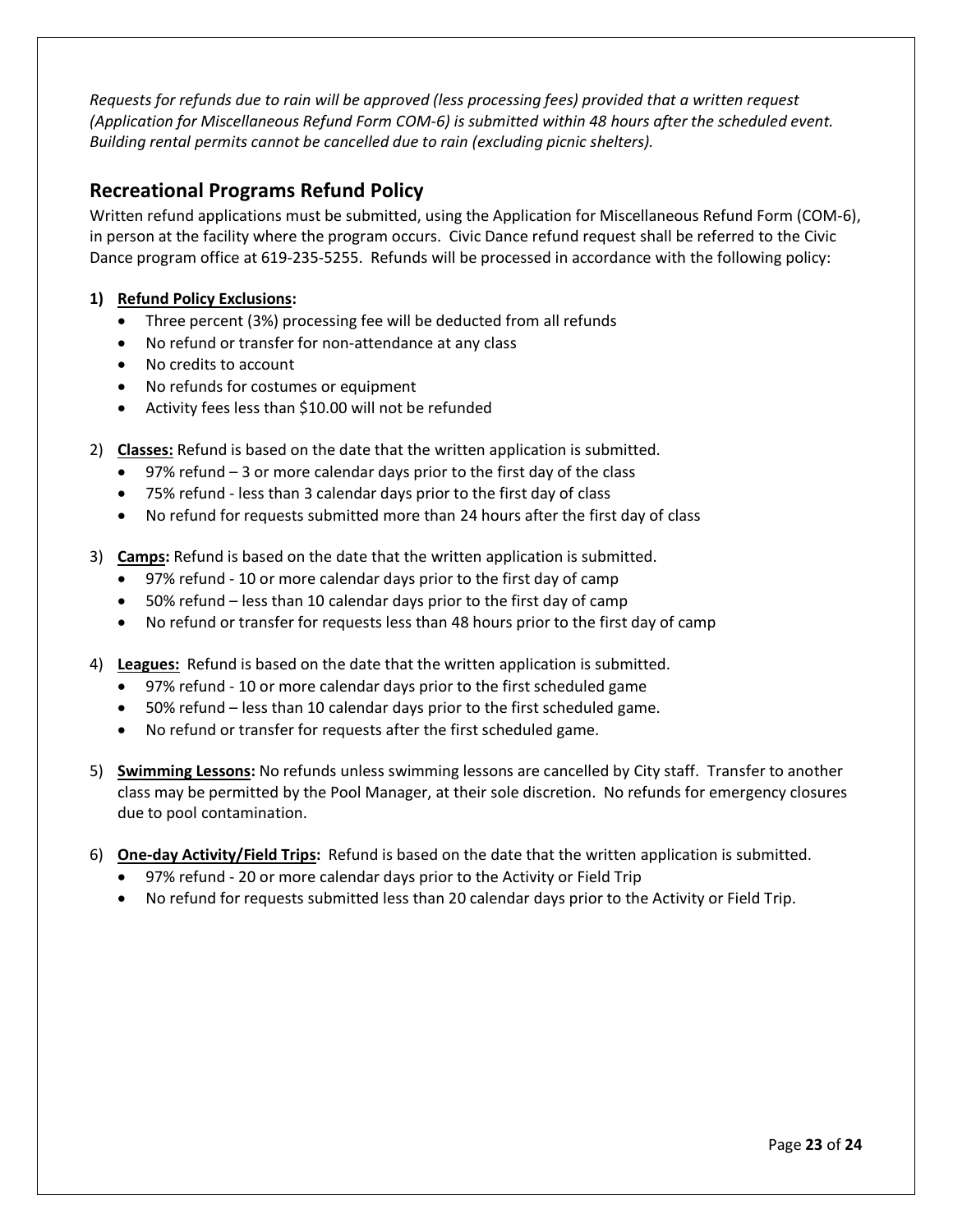*Requests for refunds due to rain will be approved (less processing fees) provided that a written request (Application for Miscellaneous Refund Form COM-6) is submitted within 48 hours after the scheduled event. Building rental permits cannot be cancelled due to rain (excluding picnic shelters).*

## Recreational Programs Refund Policy

Written refund applications must be submitted, using the Application for Miscellaneous Refund Form (COM-6), in person at the facility where the program occurs. Civic Dance refund request shall be referred to the Civic Dance program office at 619-235-5255. Refunds will be processed in accordance with the following policy:

1) **Refund Policy Exclusions:**
   - Three percent (3%) processing fee will be deducted from all refunds
   - No refund or transfer for non-attendance at any class
   - No credits to account
   - No refunds for costumes or equipment
   - Activity fees less than $10.00 will not be refunded

2) **Classes:** Refund is based on the date that the written application is submitted.
   - 97% refund – 3 or more calendar days prior to the first day of the class
   - 75% refund - less than 3 calendar days prior to the first day of class
   - No refund for requests submitted more than 24 hours after the first day of class

3) **Camps:** Refund is based on the date that the written application is submitted.
   - 97% refund - 10 or more calendar days prior to the first day of camp
   - 50% refund – less than 10 calendar days prior to the first day of camp
   - No refund or transfer for requests less than 48 hours prior to the first day of camp

4) **Leagues:** Refund is based on the date that the written application is submitted.
   - 97% refund - 10 or more calendar days prior to the first scheduled game
   - 50% refund – less than 10 calendar days prior to the first scheduled game.
   - No refund or transfer for requests after the first scheduled game.

5) **Swimming Lessons:** No refunds unless swimming lessons are cancelled by City staff. Transfer to another class may be permitted by the Pool Manager, at their sole discretion. No refunds for emergency closures due to pool contamination.

6) **One-day Activity/Field Trips:** Refund is based on the date that the written application is submitted.
   - 97% refund - 20 or more calendar days prior to the Activity or Field Trip
   - No refund for requests submitted less than 20 calendar days prior to the Activity or Field Trip.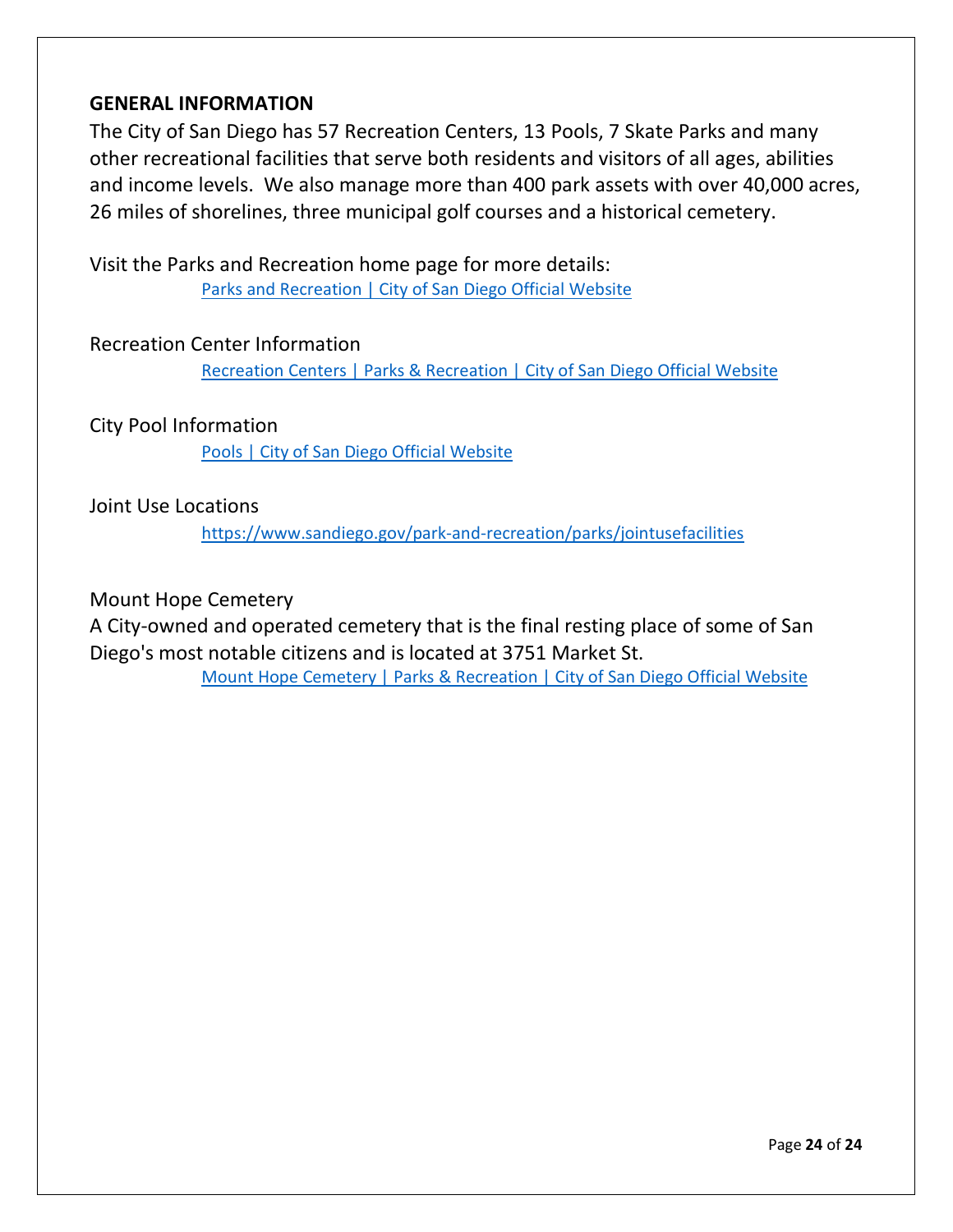## GENERAL INFORMATION

The City of San Diego has 57 Recreation Centers, 13 Pools, 7 Skate Parks and many other recreational facilities that serve both residents and visitors of all ages, abilities and income levels. We also manage more than 400 park assets with over 40,000 acres, 26 miles of shorelines, three municipal golf courses and a historical cemetery.

Visit the Parks and Recreation home page for more details:

Parks and Recreation | City of San Diego Official Website

Recreation Center Information

Recreation Centers | Parks & Recreation | City of San Diego Official Website

City Pool Information

Pools | City of San Diego Official Website

Joint Use Locations

https://www.sandiego.gov/park-and-recreation/parks/jointusefacilities

Mount Hope Cemetery

A City-owned and operated cemetery that is the final resting place of some of San Diego's most notable citizens and is located at 3751 Market St.

Mount Hope Cemetery | Parks & Recreation | City of San Diego Official Website